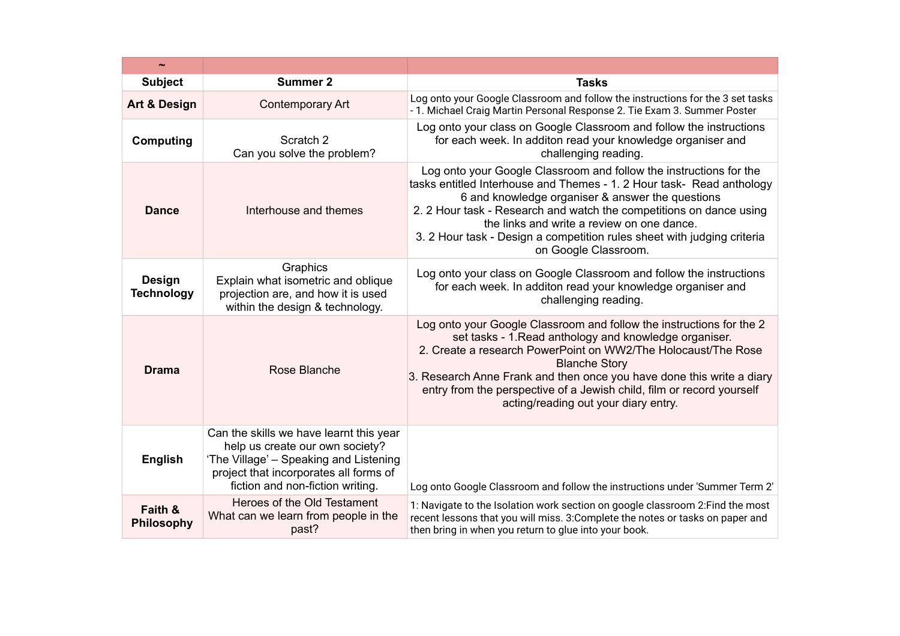| ~ | | |
|---|---|---|
| **Subject** | **Summer 2** | **Tasks** |
| **Art & Design** | Contemporary Art | Log onto your Google Classroom and follow the instructions for the 3 set tasks - 1. Michael Craig Martin Personal Response 2. Tie Exam 3. Summer Poster |
| **Computing** | Scratch 2<br>Can you solve the problem? | Log onto your class on Google Classroom and follow the instructions for each week. In additon read your knowledge organiser and challenging reading. |
| **Dance** | Interhouse and themes | Log onto your Google Classroom and follow the instructions for the tasks entitled Interhouse and Themes - 1. 2 Hour task- Read anthology 6 and knowledge organiser & answer the questions<br>2. 2 Hour task - Research and watch the competitions on dance using the links and write a review on one dance.<br>3. 2 Hour task - Design a competition rules sheet with judging criteria on Google Classroom. |
| **Design Technology** | Graphics<br>Explain what isometric and oblique projection are, and how it is used within the design & technology. | Log onto your class on Google Classroom and follow the instructions for each week. In additon read your knowledge organiser and challenging reading. |
| **Drama** | Rose Blanche | Log onto your Google Classroom and follow the instructions for the 2 set tasks - 1.Read anthology and knowledge organiser.<br>2. Create a research PowerPoint on WW2/The Holocaust/The Rose Blanche Story<br>3. Research Anne Frank and then once you have done this write a diary entry from the perspective of a Jewish child, film or record yourself acting/reading out your diary entry. |
| **English** | Can the skills we have learnt this year help us create our own society?<br>'The Village' – Speaking and Listening project that incorporates all forms of fiction and non-fiction writing. | Log onto Google Classroom and follow the instructions under 'Summer Term 2' |
| **Faith & Philosophy** | Heroes of the Old Testament<br>What can we learn from people in the past? | 1: Navigate to the Isolation work section on google classroom 2:Find the most recent lessons that you will miss. 3:Complete the notes or tasks on paper and then bring in when you return to glue into your book. |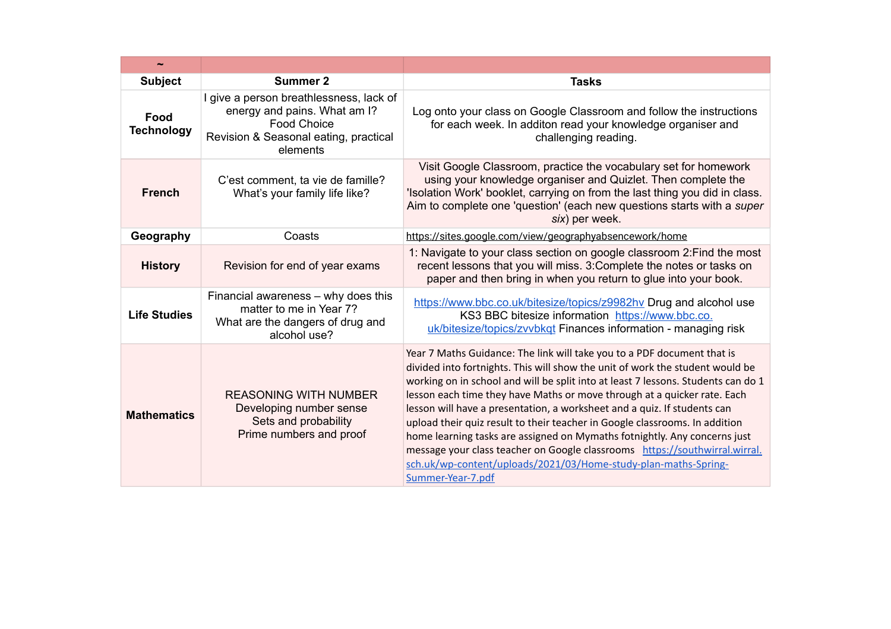| ~ | | |
|---|---|---|
| **Subject** | **Summer 2** | **Tasks** |
| **Food Technology** | I give a person breathlessness, lack of energy and pains. What am I? Food Choice Revision & Seasonal eating, practical elements | Log onto your class on Google Classroom and follow the instructions for each week. In additon read your knowledge organiser and challenging reading. |
| **French** | C'est comment, ta vie de famille? What's your family life like? | Visit Google Classroom, practice the vocabulary set for homework using your knowledge organiser and Quizlet. Then complete the 'Isolation Work' booklet, carrying on from the last thing you did in class. Aim to complete one 'question' (each new questions starts with a *super six*) per week. |
| **Geography** | Coasts | https://sites.google.com/view/geographyabsencework/home |
| **History** | Revision for end of year exams | 1: Navigate to your class section on google classroom 2:Find the most recent lessons that you will miss. 3:Complete the notes or tasks on paper and then bring in when you return to glue into your book. |
| **Life Studies** | Financial awareness – why does this matter to me in Year 7? What are the dangers of drug and alcohol use? | https://www.bbc.co.uk/bitesize/topics/z9982hv Drug and alcohol use KS3 BBC bitesize information https://www.bbc.co.uk/bitesize/topics/zvvbkqt Finances information - managing risk |
| **Mathematics** | REASONING WITH NUMBER Developing number sense Sets and probability Prime numbers and proof | Year 7 Maths Guidance: The link will take you to a PDF document that is divided into fortnights. This will show the unit of work the student would be working on in school and will be split into at least 7 lessons. Students can do 1 lesson each time they have Maths or move through at a quicker rate. Each lesson will have a presentation, a worksheet and a quiz. If students can upload their quiz result to their teacher in Google classrooms. In addition home learning tasks are assigned on Mymaths fotnightly. Any concerns just message your class teacher on Google classrooms https://southwirral.wirral.sch.uk/wp-content/uploads/2021/03/Home-study-plan-maths-Spring-Summer-Year-7.pdf |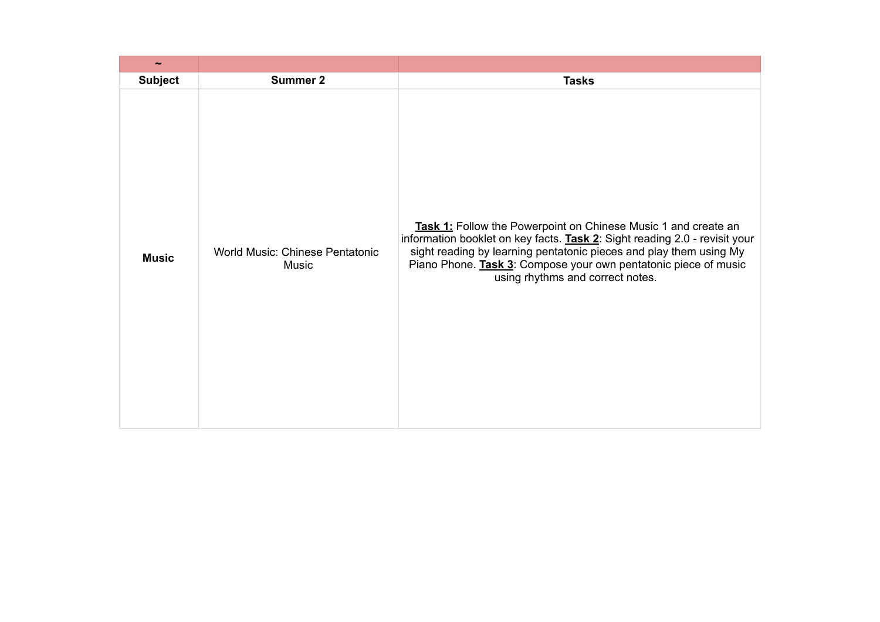| ~ | | |
|---|---|---|
| **Subject** | **Summer 2** | **Tasks** |
| **Music** | World Music: Chinese Pentatonic Music | **Task 1:** Follow the Powerpoint on Chinese Music 1 and create an information booklet on key facts. **Task 2**: Sight reading 2.0 - revisit your sight reading by learning pentatonic pieces and play them using My Piano Phone. **Task 3**: Compose your own pentatonic piece of music using rhythms and correct notes. |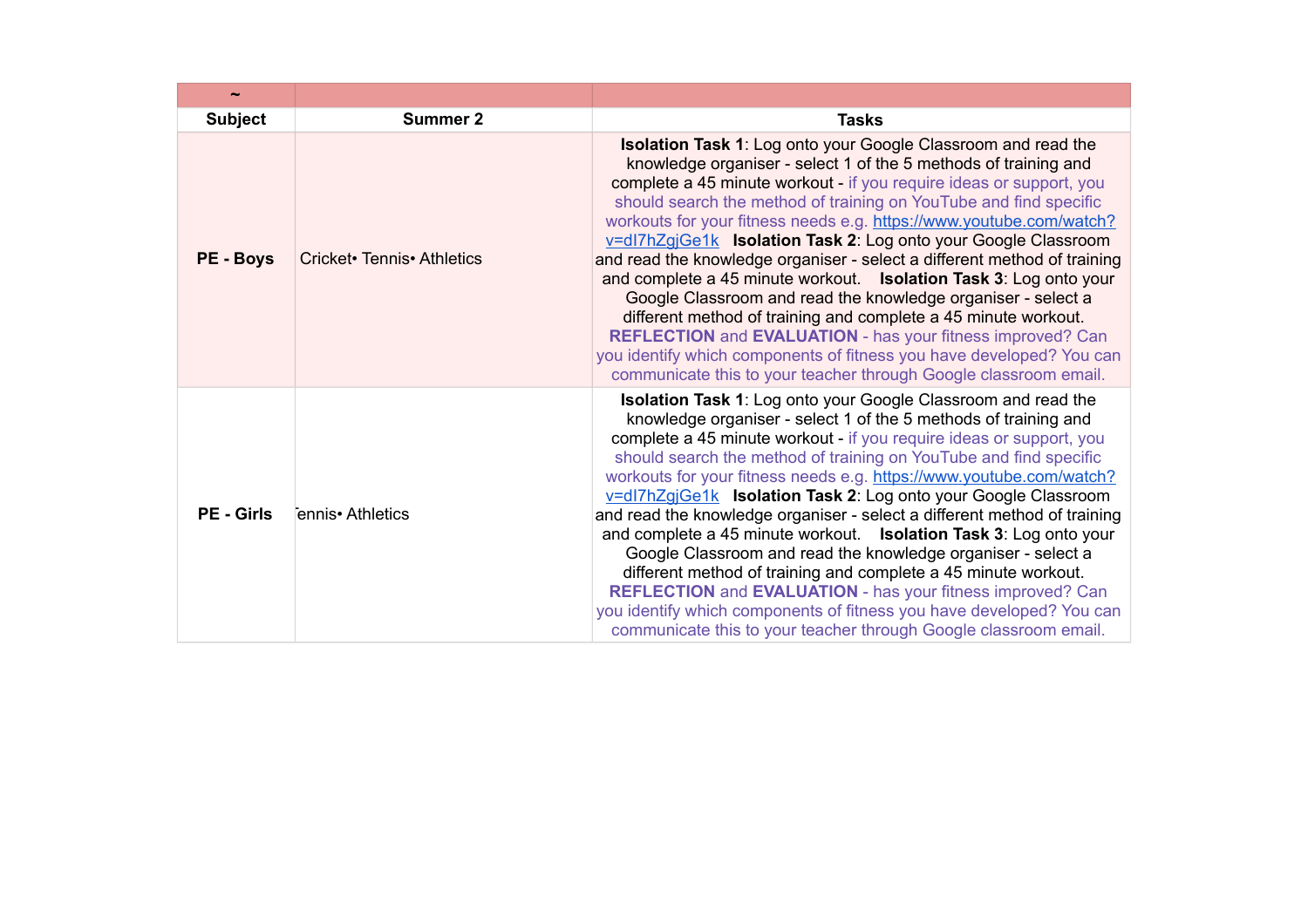| ~ | | |
|---|---|---|
| **Subject** | **Summer 2** | **Tasks** |
| **PE - Boys** | Cricket• Tennis• Athletics | **Isolation Task 1**: Log onto your Google Classroom and read the knowledge organiser - select 1 of the 5 methods of training and complete a 45 minute workout - if you require ideas or support, you should search the method of training on YouTube and find specific workouts for your fitness needs e.g. https://www.youtube.com/watch?v=dI7hZgjGe1k **Isolation Task 2**: Log onto your Google Classroom and read the knowledge organiser - select a different method of training and complete a 45 minute workout. **Isolation Task 3**: Log onto your Google Classroom and read the knowledge organiser - select a different method of training and complete a 45 minute workout. **REFLECTION** and **EVALUATION** - has your fitness improved? Can you identify which components of fitness you have developed? You can communicate this to your teacher through Google classroom email. |
| **PE - Girls** | Tennis• Athletics | **Isolation Task 1**: Log onto your Google Classroom and read the knowledge organiser - select 1 of the 5 methods of training and complete a 45 minute workout - if you require ideas or support, you should search the method of training on YouTube and find specific workouts for your fitness needs e.g. https://www.youtube.com/watch?v=dI7hZgjGe1k **Isolation Task 2**: Log onto your Google Classroom and read the knowledge organiser - select a different method of training and complete a 45 minute workout. **Isolation Task 3**: Log onto your Google Classroom and read the knowledge organiser - select a different method of training and complete a 45 minute workout. **REFLECTION** and **EVALUATION** - has your fitness improved? Can you identify which components of fitness you have developed? You can communicate this to your teacher through Google classroom email. |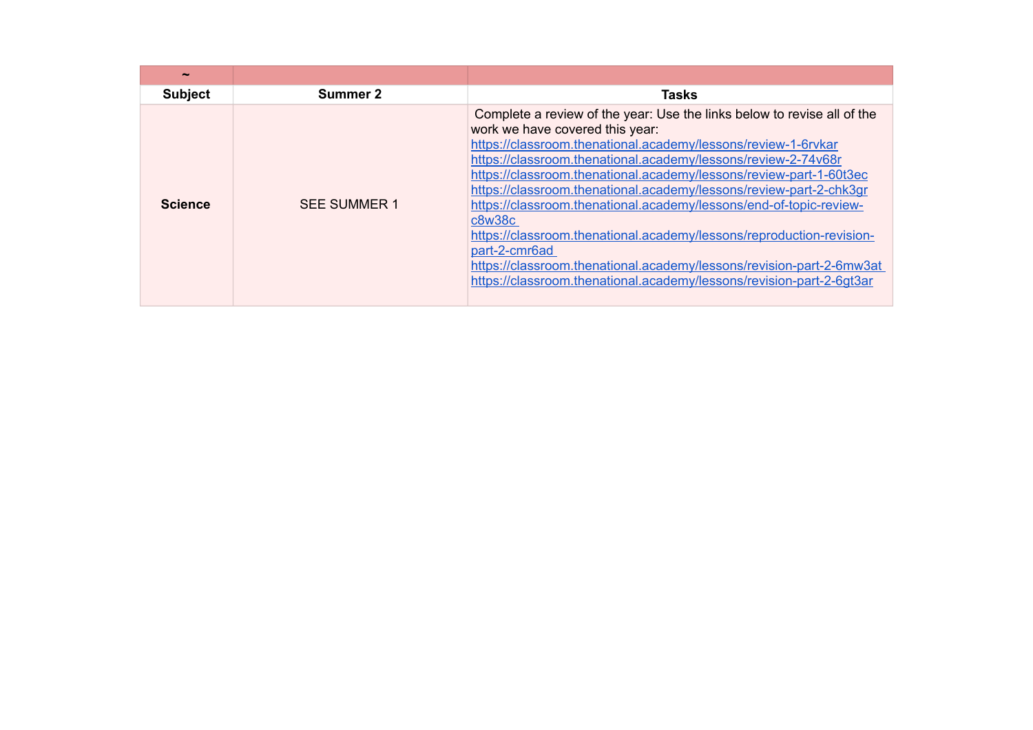| ~ | | |
|---|---|---|
| **Subject** | **Summer 2** | **Tasks** |
| **Science** | SEE SUMMER 1 | Complete a review of the year: Use the links below to revise all of the work we have covered this year: https://classroom.thenational.academy/lessons/review-1-6rvkar https://classroom.thenational.academy/lessons/review-2-74v68r https://classroom.thenational.academy/lessons/review-part-1-60t3ec https://classroom.thenational.academy/lessons/review-part-2-chk3gr https://classroom.thenational.academy/lessons/end-of-topic-review-c8w38c https://classroom.thenational.academy/lessons/reproduction-revision-part-2-cmr6ad https://classroom.thenational.academy/lessons/revision-part-2-6mw3at https://classroom.thenational.academy/lessons/revision-part-2-6gt3ar |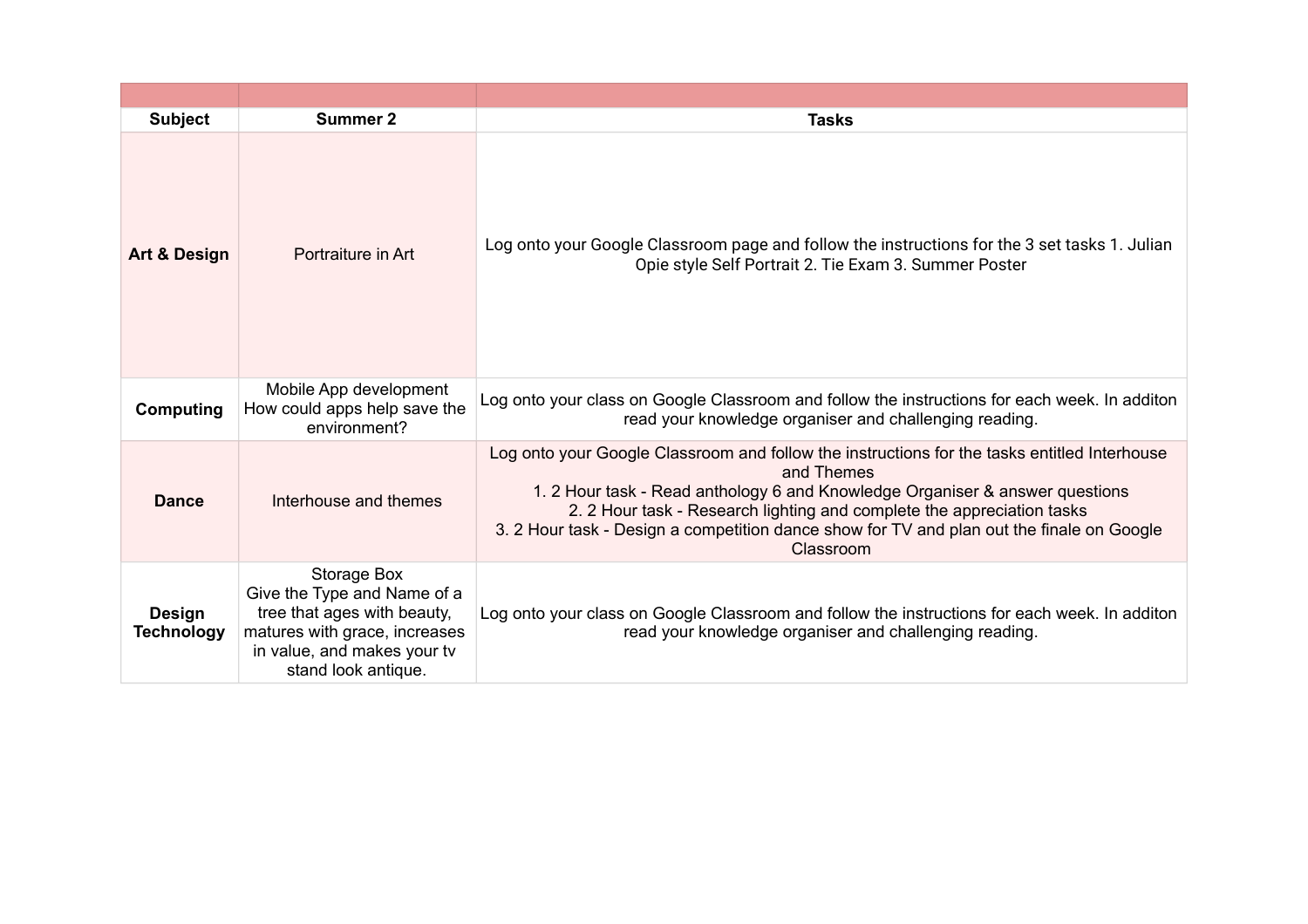| Subject | Summer 2 | Tasks |
|---|---|---|
| **Art & Design** | Portraiture in Art | Log onto your Google Classroom page and follow the instructions for the 3 set tasks 1. Julian Opie style Self Portrait 2. Tie Exam 3. Summer Poster |
| **Computing** | Mobile App development How could apps help save the environment? | Log onto your class on Google Classroom and follow the instructions for each week. In additon read your knowledge organiser and challenging reading. |
| **Dance** | Interhouse and themes | Log onto your Google Classroom and follow the instructions for the tasks entitled Interhouse and Themes<br>1. 2 Hour task - Read anthology 6 and Knowledge Organiser & answer questions<br>2. 2 Hour task - Research lighting and complete the appreciation tasks<br>3. 2 Hour task - Design a competition dance show for TV and plan out the finale on Google Classroom |
| **Design Technology** | Storage Box<br>Give the Type and Name of a tree that ages with beauty, matures with grace, increases in value, and makes your tv stand look antique. | Log onto your class on Google Classroom and follow the instructions for each week. In additon read your knowledge organiser and challenging reading. |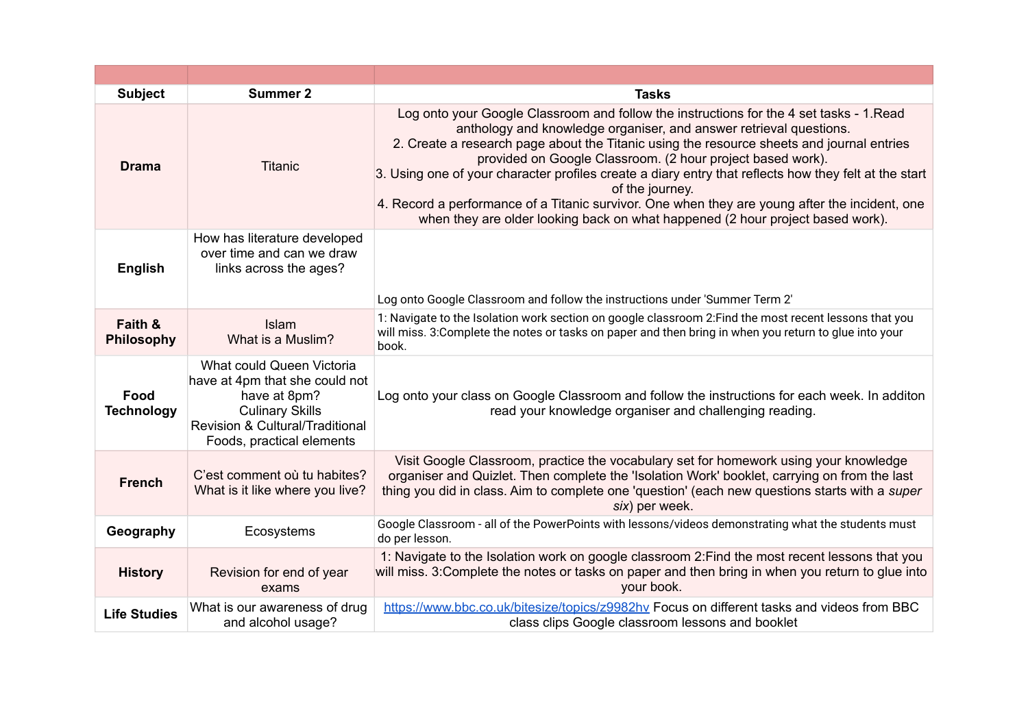| Subject | Summer 2 | Tasks |
| --- | --- | --- |
| **Drama** | Titanic | Log onto your Google Classroom and follow the instructions for the 4 set tasks - 1.Read anthology and knowledge organiser, and answer retrieval questions.<br>2. Create a research page about the Titanic using the resource sheets and journal entries provided on Google Classroom. (2 hour project based work).<br>3. Using one of your character profiles create a diary entry that reflects how they felt at the start of the journey.<br>4. Record a performance of a Titanic survivor. One when they are young after the incident, one when they are older looking back on what happened (2 hour project based work). |
| **English** | How has literature developed over time and can we draw links across the ages? | Log onto Google Classroom and follow the instructions under 'Summer Term 2' |
| **Faith & Philosophy** | Islam<br>What is a Muslim? | 1: Navigate to the Isolation work section on google classroom 2:Find the most recent lessons that you will miss. 3:Complete the notes or tasks on paper and then bring in when you return to glue into your book. |
| **Food Technology** | What could Queen Victoria have at 4pm that she could not have at 8pm?<br>Culinary Skills<br>Revision & Cultural/Traditional Foods, practical elements | Log onto your class on Google Classroom and follow the instructions for each week. In additon read your knowledge organiser and challenging reading. |
| **French** | C'est comment où tu habites?<br>What is it like where you live? | Visit Google Classroom, practice the vocabulary set for homework using your knowledge organiser and Quizlet. Then complete the 'Isolation Work' booklet, carrying on from the last thing you did in class. Aim to complete one 'question' (each new questions starts with a *super six*) per week. |
| **Geography** | Ecosystems | Google Classroom - all of the PowerPoints with lessons/videos demonstrating what the students must do per lesson. |
| **History** | Revision for end of year exams | 1: Navigate to the Isolation work on google classroom 2:Find the most recent lessons that you will miss. 3:Complete the notes or tasks on paper and then bring in when you return to glue into your book. |
| **Life Studies** | What is our awareness of drug and alcohol usage? | https://www.bbc.co.uk/bitesize/topics/z9982hv Focus on different tasks and videos from BBC class clips Google classroom lessons and booklet |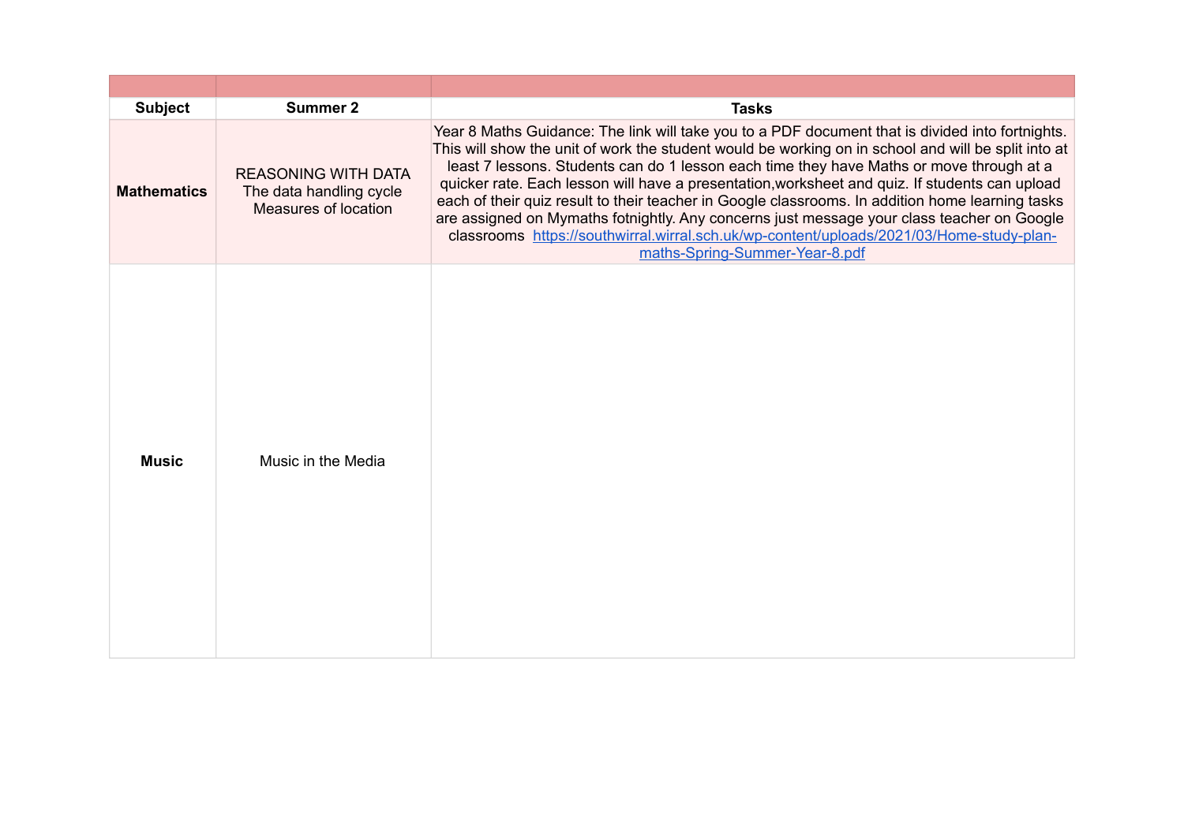| Subject | Summer 2 | Tasks |
| --- | --- | --- |
| **Mathematics** | REASONING WITH DATA<br>The data handling cycle<br>Measures of location | Year 8 Maths Guidance: The link will take you to a PDF document that is divided into fortnights. This will show the unit of work the student would be working on in school and will be split into at least 7 lessons. Students can do 1 lesson each time they have Maths or move through at a quicker rate. Each lesson will have a presentation,worksheet and quiz. If students can upload each of their quiz result to their teacher in Google classrooms. In addition home learning tasks are assigned on Mymaths fotnightly. Any concerns just message your class teacher on Google classrooms https://southwirral.wirral.sch.uk/wp-content/uploads/2021/03/Home-study-plan-maths-Spring-Summer-Year-8.pdf |
| **Music** | Music in the Media | |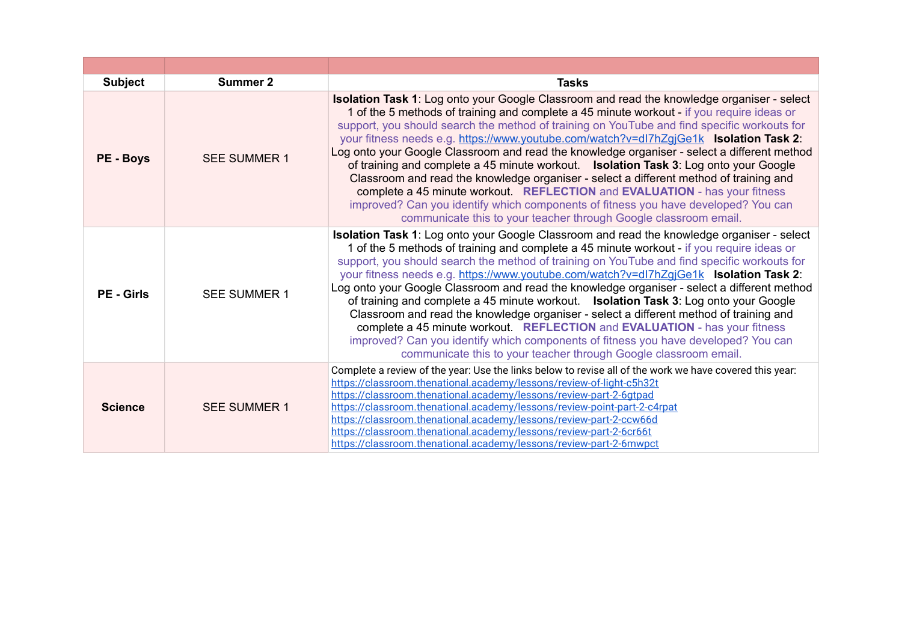| Subject | Summer 2 | Tasks |
|---|---|---|
| **PE - Boys** | SEE SUMMER 1 | **Isolation Task 1**: Log onto your Google Classroom and read the knowledge organiser - select 1 of the 5 methods of training and complete a 45 minute workout - if you require ideas or support, you should search the method of training on YouTube and find specific workouts for your fitness needs e.g. https://www.youtube.com/watch?v=dI7hZgjGe1k **Isolation Task 2**: Log onto your Google Classroom and read the knowledge organiser - select a different method of training and complete a 45 minute workout. **Isolation Task 3**: Log onto your Google Classroom and read the knowledge organiser - select a different method of training and complete a 45 minute workout. **REFLECTION** and **EVALUATION** - has your fitness improved? Can you identify which components of fitness you have developed? You can communicate this to your teacher through Google classroom email. |
| **PE - Girls** | SEE SUMMER 1 | **Isolation Task 1**: Log onto your Google Classroom and read the knowledge organiser - select 1 of the 5 methods of training and complete a 45 minute workout - if you require ideas or support, you should search the method of training on YouTube and find specific workouts for your fitness needs e.g. https://www.youtube.com/watch?v=dI7hZgjGe1k **Isolation Task 2**: Log onto your Google Classroom and read the knowledge organiser - select a different method of training and complete a 45 minute workout. **Isolation Task 3**: Log onto your Google Classroom and read the knowledge organiser - select a different method of training and complete a 45 minute workout. **REFLECTION** and **EVALUATION** - has your fitness improved? Can you identify which components of fitness you have developed? You can communicate this to your teacher through Google classroom email. |
| **Science** | SEE SUMMER 1 | Complete a review of the year: Use the links below to revise all of the work we have covered this year: https://classroom.thenational.academy/lessons/review-of-light-c5h32t https://classroom.thenational.academy/lessons/review-part-2-6gtpad https://classroom.thenational.academy/lessons/review-point-part-2-c4rpat https://classroom.thenational.academy/lessons/review-part-2-ccw66d https://classroom.thenational.academy/lessons/review-part-2-6cr66t https://classroom.thenational.academy/lessons/review-part-2-6mwpct |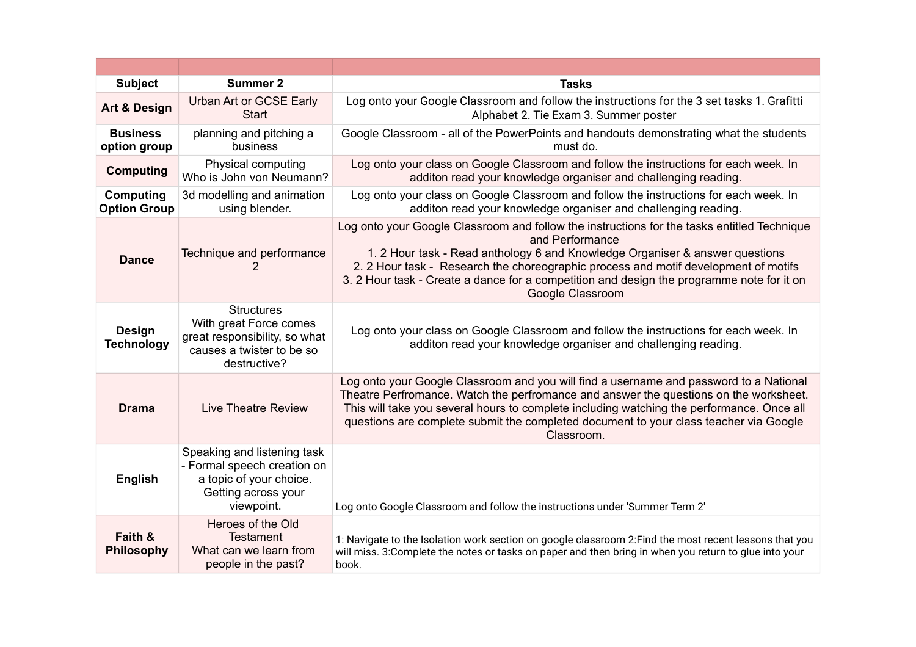| Subject | Summer 2 | Tasks |
|---|---|---|
| **Art & Design** | Urban Art or GCSE Early Start | Log onto your Google Classroom and follow the instructions for the 3 set tasks 1. Grafitti Alphabet 2. Tie Exam 3. Summer poster |
| **Business option group** | planning and pitching a business | Google Classroom - all of the PowerPoints and handouts demonstrating what the students must do. |
| **Computing** | Physical computing<br>Who is John von Neumann? | Log onto your class on Google Classroom and follow the instructions for each week. In additon read your knowledge organiser and challenging reading. |
| **Computing Option Group** | 3d modelling and animation using blender. | Log onto your class on Google Classroom and follow the instructions for each week. In additon read your knowledge organiser and challenging reading. |
| **Dance** | Technique and performance 2 | Log onto your Google Classroom and follow the instructions for the tasks entitled Technique and Performance<br>1. 2 Hour task - Read anthology 6 and Knowledge Organiser & answer questions<br>2. 2 Hour task - Research the choreographic process and motif development of motifs<br>3. 2 Hour task - Create a dance for a competition and design the programme note for it on Google Classroom |
| **Design Technology** | Structures<br>With great Force comes great responsibility, so what causes a twister to be so destructive? | Log onto your class on Google Classroom and follow the instructions for each week. In additon read your knowledge organiser and challenging reading. |
| **Drama** | Live Theatre Review | Log onto your Google Classroom and you will find a username and password to a National Theatre Perfromance. Watch the perfromance and answer the questions on the worksheet. This will take you several hours to complete including watching the performance. Once all questions are complete submit the completed document to your class teacher via Google Classroom. |
| **English** | Speaking and listening task - Formal speech creation on a topic of your choice. Getting across your viewpoint. | Log onto Google Classroom and follow the instructions under 'Summer Term 2' |
| **Faith & Philosophy** | Heroes of the Old Testament<br>What can we learn from people in the past? | 1: Navigate to the Isolation work section on google classroom 2:Find the most recent lessons that you will miss. 3:Complete the notes or tasks on paper and then bring in when you return to glue into your book. |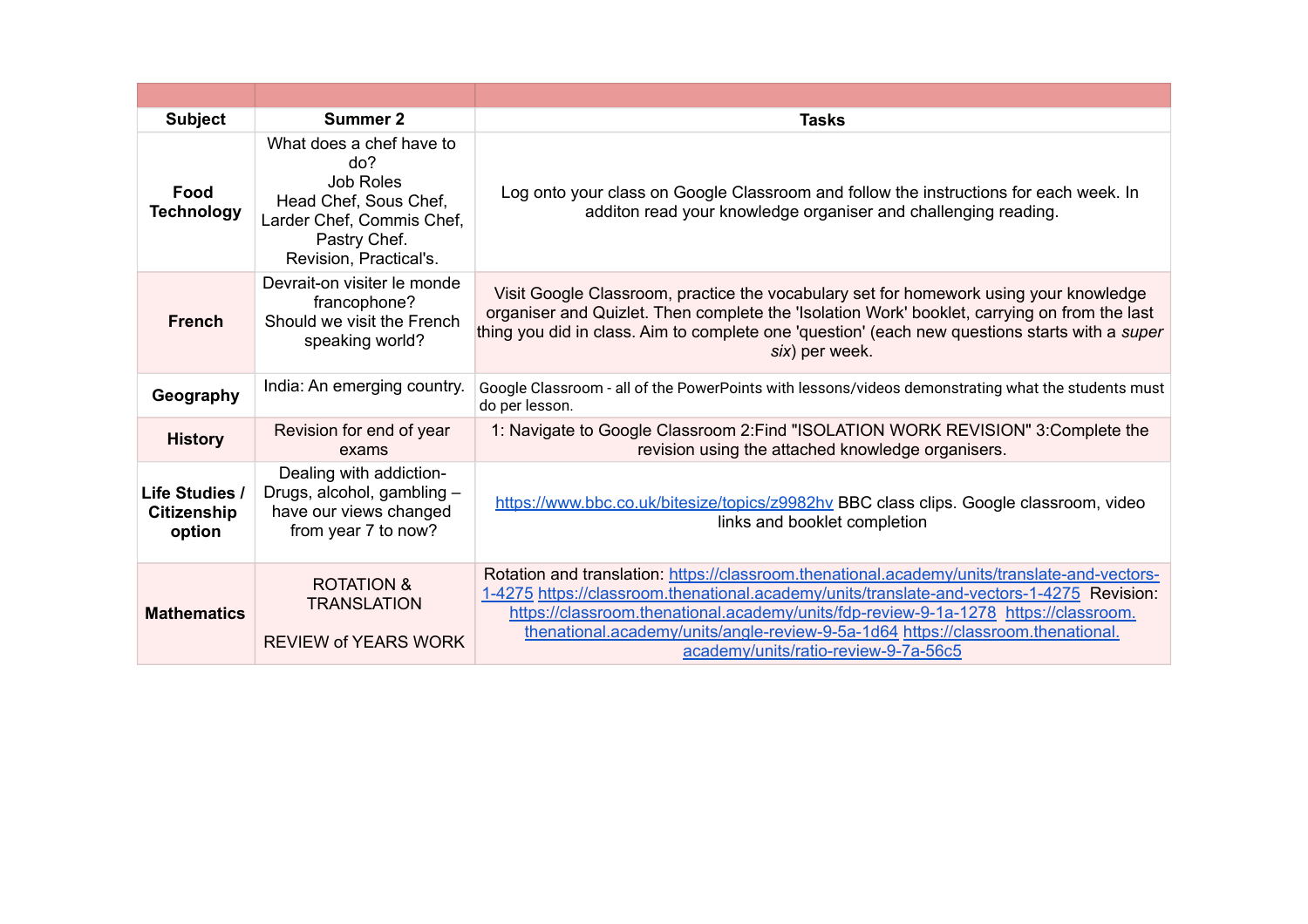| Subject | Summer 2 | Tasks |
|---|---|---|
| **Food Technology** | What does a chef have to do?<br>Job Roles<br>Head Chef, Sous Chef, Larder Chef, Commis Chef, Pastry Chef.<br>Revision, Practical's. | Log onto your class on Google Classroom and follow the instructions for each week. In additon read your knowledge organiser and challenging reading. |
| **French** | Devrait-on visiter le monde francophone?<br>Should we visit the French speaking world? | Visit Google Classroom, practice the vocabulary set for homework using your knowledge organiser and Quizlet. Then complete the 'Isolation Work' booklet, carrying on from the last thing you did in class. Aim to complete one 'question' (each new questions starts with a *super six*) per week. |
| **Geography** | India: An emerging country. | Google Classroom - all of the PowerPoints with lessons/videos demonstrating what the students must do per lesson. |
| **History** | Revision for end of year exams | 1: Navigate to Google Classroom 2:Find "ISOLATION WORK REVISION" 3:Complete the revision using the attached knowledge organisers. |
| **Life Studies / Citizenship option** | Dealing with addiction- Drugs, alcohol, gambling – have our views changed from year 7 to now? | https://www.bbc.co.uk/bitesize/topics/z9982hv BBC class clips. Google classroom, video links and booklet completion |
| **Mathematics** | ROTATION & TRANSLATION<br><br>REVIEW of YEARS WORK | Rotation and translation: https://classroom.thenational.academy/units/translate-and-vectors-1-4275 https://classroom.thenational.academy/units/translate-and-vectors-1-4275 Revision: https://classroom.thenational.academy/units/fdp-review-9-1a-1278 https://classroom.thenational.academy/units/angle-review-9-5a-1d64 https://classroom.thenational.academy/units/ratio-review-9-7a-56c5 |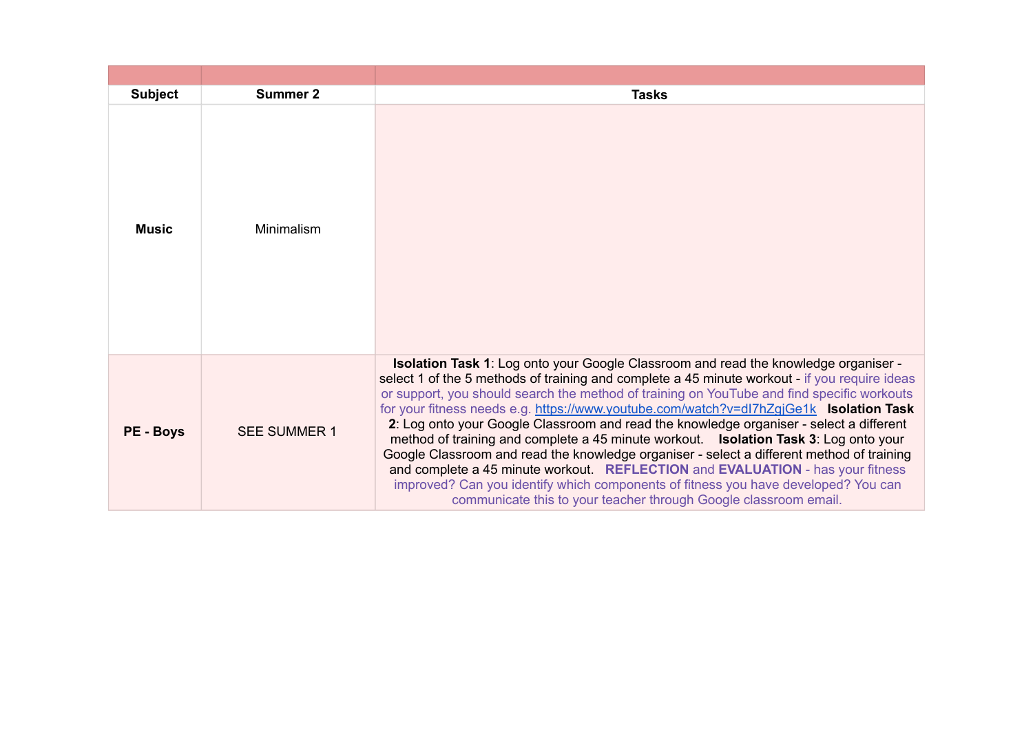| Subject | Summer 2 | Tasks |
|---|---|---|
| **Music** | Minimalism | |
| **PE - Boys** | SEE SUMMER 1 | **Isolation Task 1**: Log onto your Google Classroom and read the knowledge organiser - select 1 of the 5 methods of training and complete a 45 minute workout - if you require ideas or support, you should search the method of training on YouTube and find specific workouts for your fitness needs e.g. https://www.youtube.com/watch?v=dI7hZgjGe1k **Isolation Task 2**: Log onto your Google Classroom and read the knowledge organiser - select a different method of training and complete a 45 minute workout. **Isolation Task 3**: Log onto your Google Classroom and read the knowledge organiser - select a different method of training and complete a 45 minute workout. **REFLECTION** and **EVALUATION** - has your fitness improved? Can you identify which components of fitness you have developed? You can communicate this to your teacher through Google classroom email. |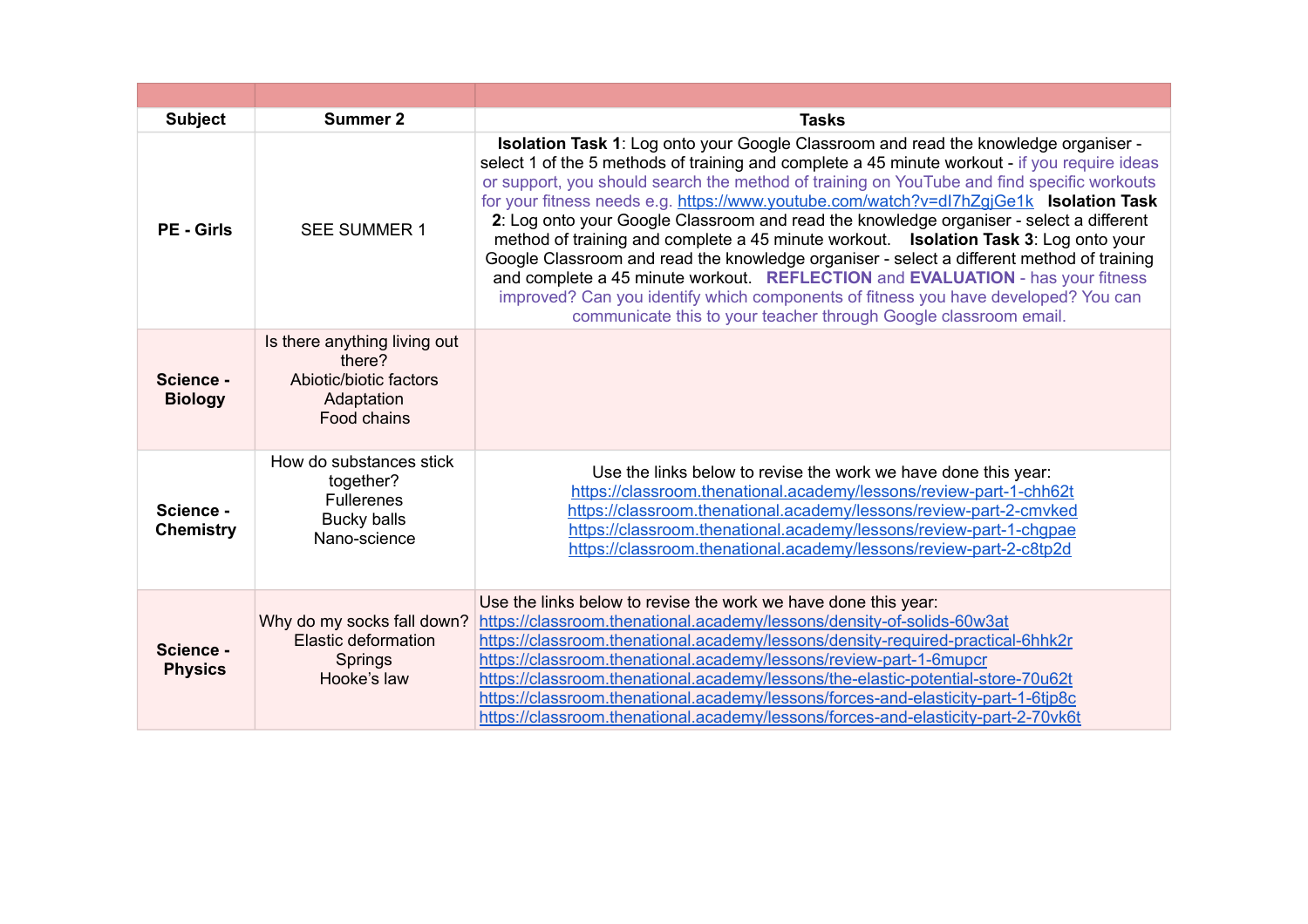| Subject | Summer 2 | Tasks |
| --- | --- | --- |
| **PE - Girls** | SEE SUMMER 1 | **Isolation Task 1**: Log onto your Google Classroom and read the knowledge organiser - select 1 of the 5 methods of training and complete a 45 minute workout - if you require ideas or support, you should search the method of training on YouTube and find specific workouts for your fitness needs e.g. https://www.youtube.com/watch?v=dI7hZgjGe1k **Isolation Task 2**: Log onto your Google Classroom and read the knowledge organiser - select a different method of training and complete a 45 minute workout. **Isolation Task 3**: Log onto your Google Classroom and read the knowledge organiser - select a different method of training and complete a 45 minute workout. **REFLECTION** and **EVALUATION** - has your fitness improved? Can you identify which components of fitness you have developed? You can communicate this to your teacher through Google classroom email. |
| **Science - Biology** | Is there anything living out there?<br>Abiotic/biotic factors<br>Adaptation<br>Food chains | |
| **Science - Chemistry** | How do substances stick together?<br>Fullerenes<br>Bucky balls<br>Nano-science | Use the links below to revise the work we have done this year:<br>https://classroom.thenational.academy/lessons/review-part-1-chh62t<br>https://classroom.thenational.academy/lessons/review-part-2-cmvked<br>https://classroom.thenational.academy/lessons/review-part-1-chgpae<br>https://classroom.thenational.academy/lessons/review-part-2-c8tp2d |
| **Science - Physics** | Why do my socks fall down?<br>Elastic deformation<br>Springs<br>Hooke's law | Use the links below to revise the work we have done this year:<br>https://classroom.thenational.academy/lessons/density-of-solids-60w3at<br>https://classroom.thenational.academy/lessons/density-required-practical-6hhk2r<br>https://classroom.thenational.academy/lessons/review-part-1-6mupcr<br>https://classroom.thenational.academy/lessons/the-elastic-potential-store-70u62t<br>https://classroom.thenational.academy/lessons/forces-and-elasticity-part-1-6tjp8c<br>https://classroom.thenational.academy/lessons/forces-and-elasticity-part-2-70vk6t |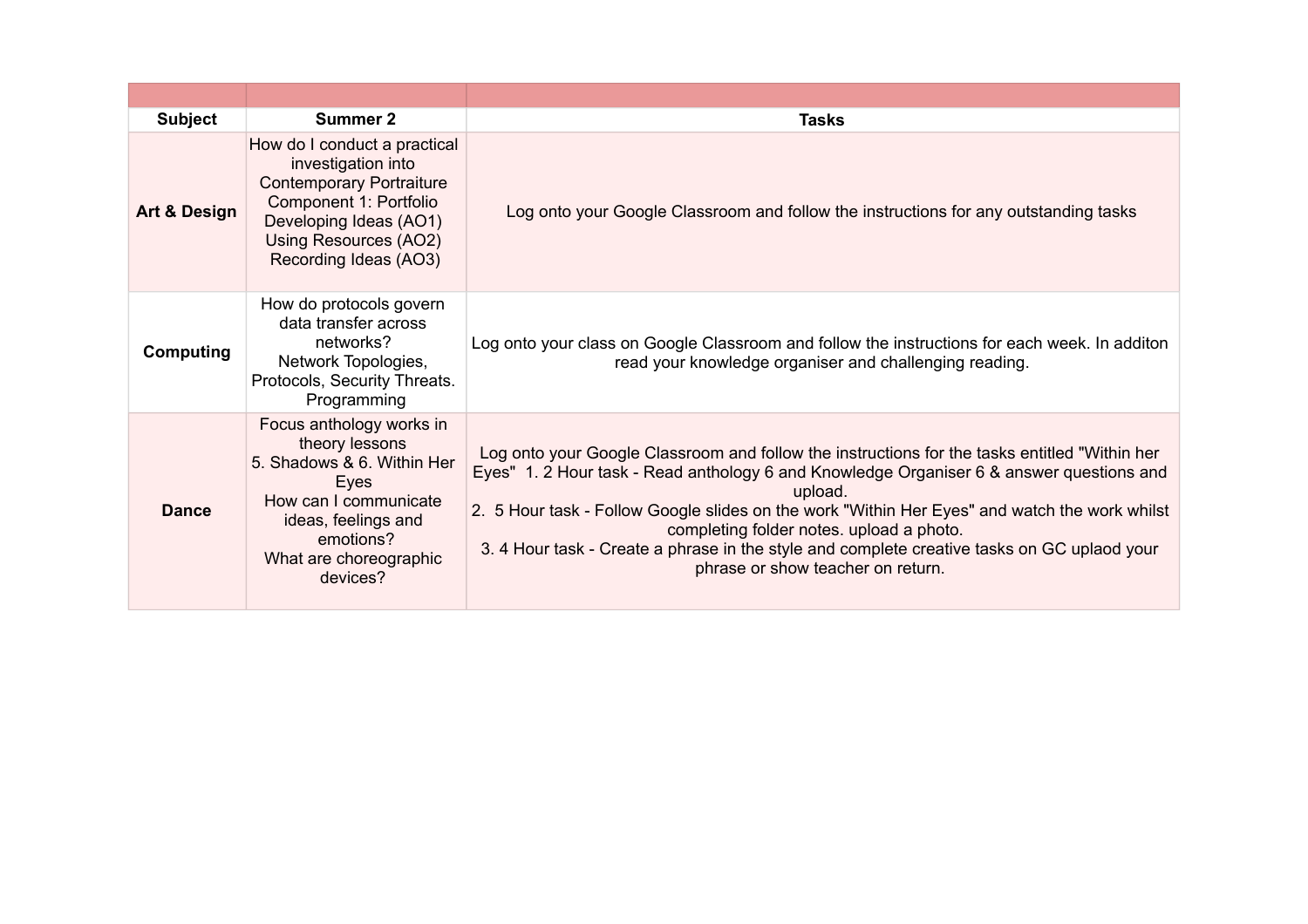| Subject | Summer 2 | Tasks |
| --- | --- | --- |
| **Art & Design** | How do I conduct a practical investigation into Contemporary Portraiture Component 1: Portfolio Developing Ideas (AO1) Using Resources (AO2) Recording Ideas (AO3) | Log onto your Google Classroom and follow the instructions for any outstanding tasks |
| **Computing** | How do protocols govern data transfer across networks? Network Topologies, Protocols, Security Threats. Programming | Log onto your class on Google Classroom and follow the instructions for each week. In additon read your knowledge organiser and challenging reading. |
| **Dance** | Focus anthology works in theory lessons 5. Shadows & 6. Within Her Eyes How can I communicate ideas, feelings and emotions? What are choreographic devices? | Log onto your Google Classroom and follow the instructions for the tasks entitled "Within her Eyes"  1. 2 Hour task - Read anthology 6 and Knowledge Organiser 6 & answer questions and upload. 2.  5 Hour task - Follow Google slides on the work "Within Her Eyes" and watch the work whilst completing folder notes. upload a photo. 3. 4 Hour task - Create a phrase in the style and complete creative tasks on GC uplaod your phrase or show teacher on return. |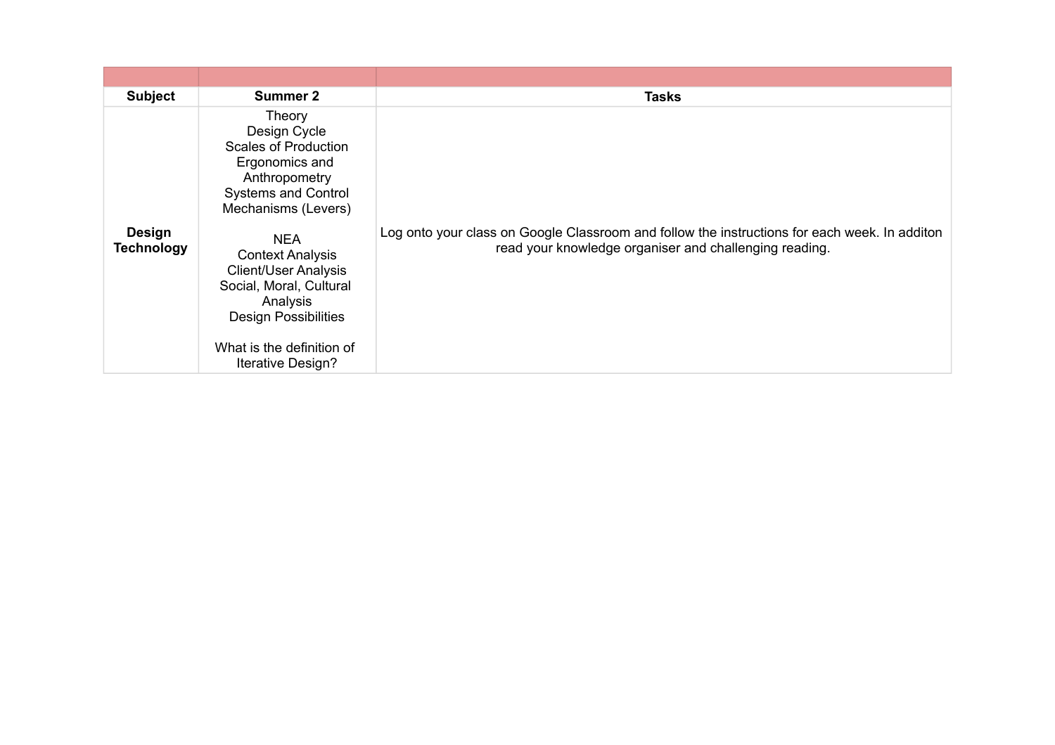| | | |
|---|---|---|
| **Subject** | **Summer 2** | **Tasks** |
| **Design Technology** | Theory<br>Design Cycle<br>Scales of Production<br>Ergonomics and Anthropometry<br>Systems and Control<br>Mechanisms (Levers)<br><br>NEA<br>Context Analysis<br>Client/User Analysis<br>Social, Moral, Cultural Analysis<br>Design Possibilities<br><br>What is the definition of Iterative Design? | Log onto your class on Google Classroom and follow the instructions for each week. In additon read your knowledge organiser and challenging reading. |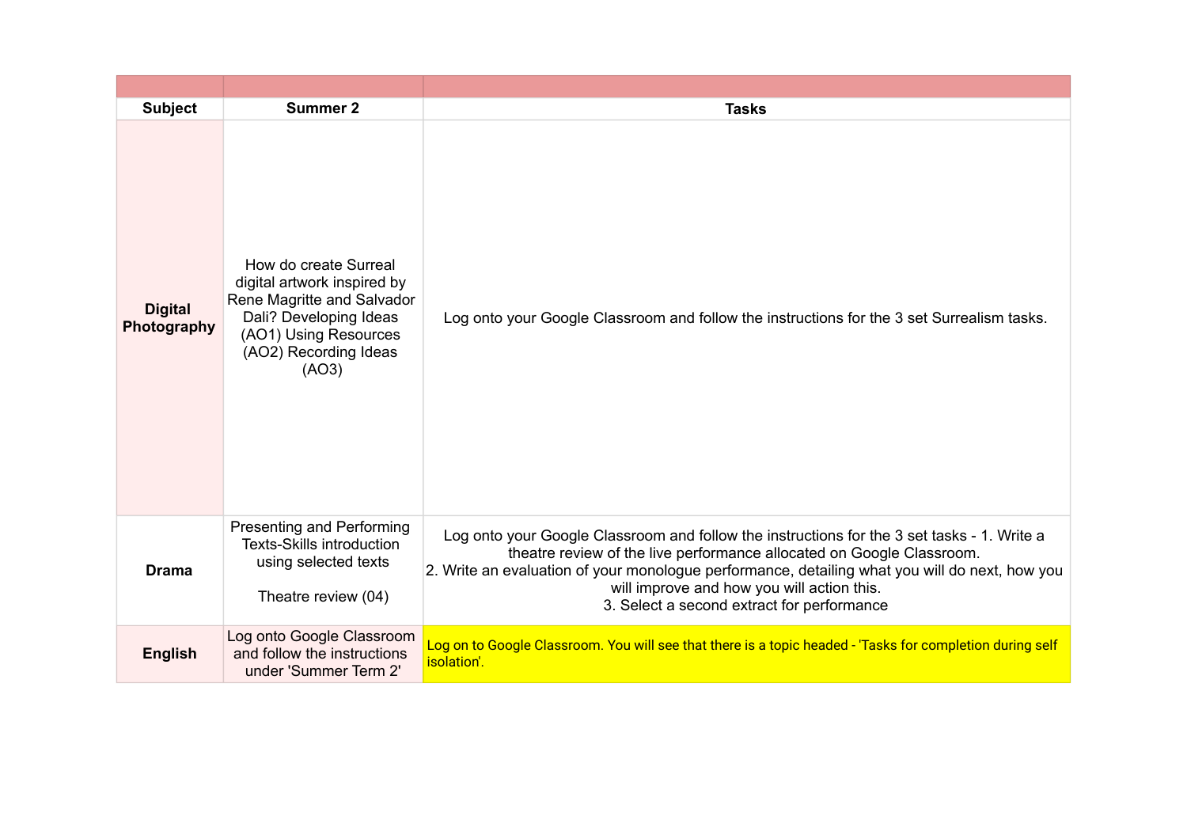| Subject | Summer 2 | Tasks |
|---|---|---|
| **Digital Photography** | How do create Surreal digital artwork inspired by Rene Magritte and Salvador Dali? Developing Ideas (AO1) Using Resources (AO2) Recording Ideas (AO3) | Log onto your Google Classroom and follow the instructions for the 3 set Surrealism tasks. |
| **Drama** | Presenting and Performing Texts-Skills introduction using selected texts<br><br>Theatre review (04) | Log onto your Google Classroom and follow the instructions for the 3 set tasks - 1. Write a theatre review of the live performance allocated on Google Classroom.<br>2. Write an evaluation of your monologue performance, detailing what you will do next, how you will improve and how you will action this.<br>3. Select a second extract for performance |
| **English** | Log onto Google Classroom and follow the instructions under 'Summer Term 2' | Log on to Google Classroom. You will see that there is a topic headed - 'Tasks for completion during self isolation'. |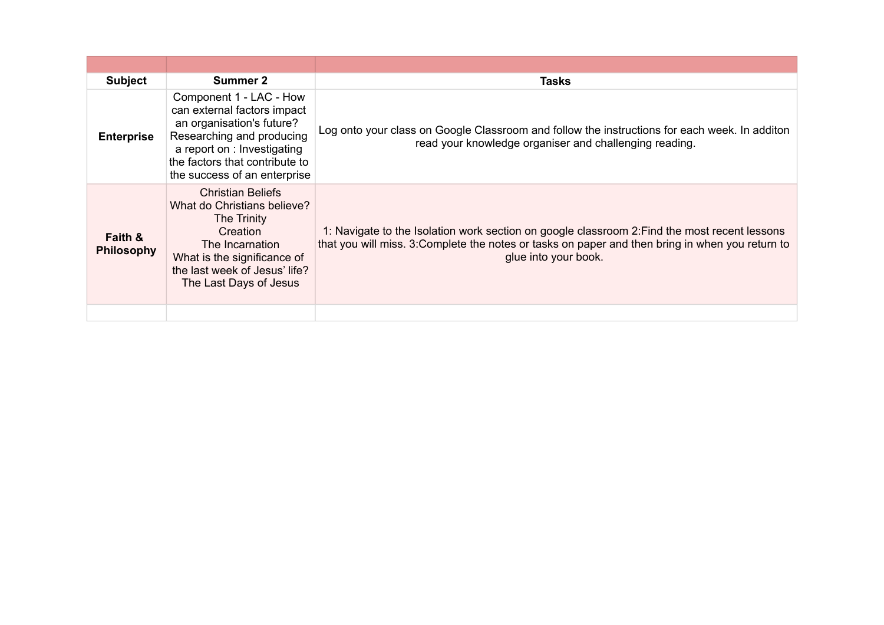| Subject | Summer 2 | Tasks |
| --- | --- | --- |
| **Enterprise** | Component 1 - LAC - How can external factors impact an organisation's future? Researching and producing a report on : Investigating the factors that contribute to the success of an enterprise | Log onto your class on Google Classroom and follow the instructions for each week. In additon read your knowledge organiser and challenging reading. |
| **Faith & Philosophy** | Christian Beliefs<br>What do Christians believe?<br>The Trinity<br>Creation<br>The Incarnation<br>What is the significance of the last week of Jesus' life?<br>The Last Days of Jesus | 1: Navigate to the Isolation work section on google classroom 2:Find the most recent lessons that you will miss. 3:Complete the notes or tasks on paper and then bring in when you return to glue into your book. |
| | | |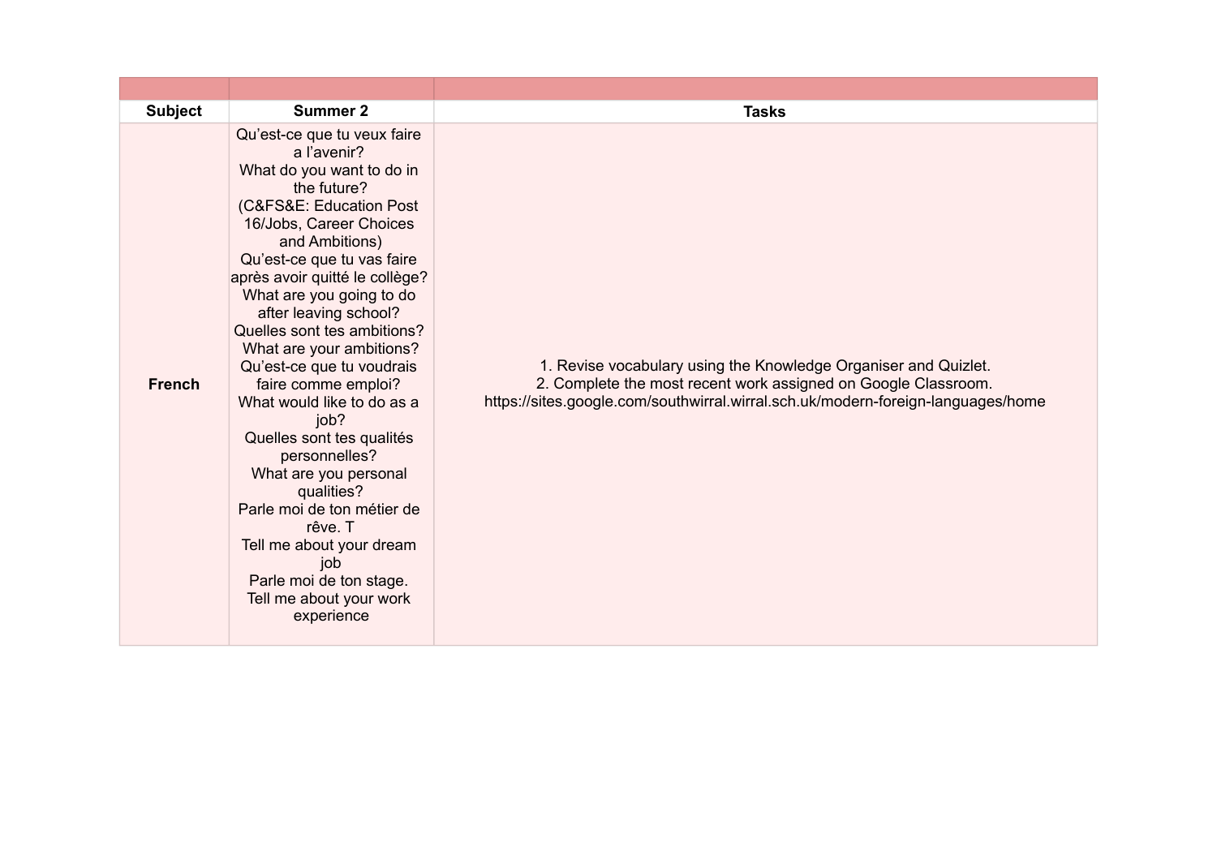| | | |
|---|---|---|
| **Subject** | **Summer 2** | **Tasks** |
| **French** | Qu'est-ce que tu veux faire a l'avenir?<br>What do you want to do in the future?<br>(C&FS&E: Education Post 16/Jobs, Career Choices and Ambitions)<br>Qu'est-ce que tu vas faire après avoir quitté le collège?<br>What are you going to do after leaving school?<br>Quelles sont tes ambitions?<br>What are your ambitions?<br>Qu'est-ce que tu voudrais faire comme emploi?<br>What would like to do as a job?<br>Quelles sont tes qualités personnelles?<br>What are you personal qualities?<br>Parle moi de ton métier de rêve. T<br>Tell me about your dream job<br>Parle moi de ton stage.<br>Tell me about your work experience | 1. Revise vocabulary using the Knowledge Organiser and Quizlet.<br>2. Complete the most recent work assigned on Google Classroom.<br>https://sites.google.com/southwirral.wirral.sch.uk/modern-foreign-languages/home |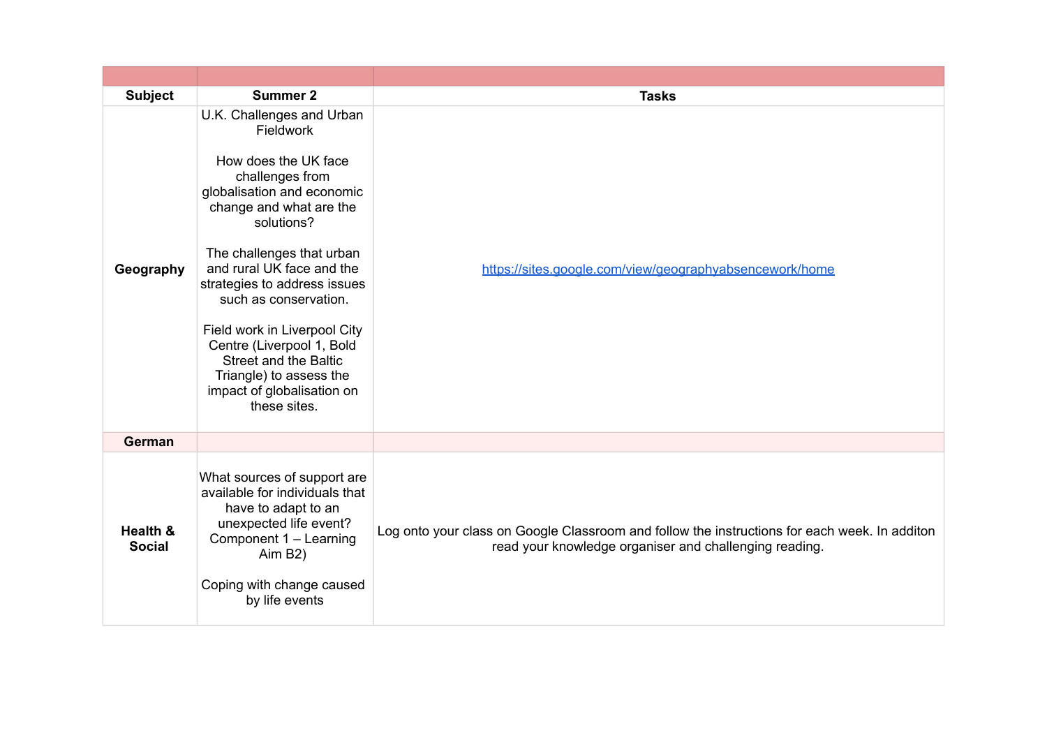| Subject | Summer 2 | Tasks |
|---|---|---|
| **Geography** | U.K. Challenges and Urban Fieldwork<br><br>How does the UK face challenges from globalisation and economic change and what are the solutions?<br><br>The challenges that urban and rural UK face and the strategies to address issues such as conservation.<br><br>Field work in Liverpool City Centre (Liverpool 1, Bold Street and the Baltic Triangle) to assess the impact of globalisation on these sites. | https://sites.google.com/view/geographyabsencework/home |
| **German** | | |
| **Health & Social** | What sources of support are available for individuals that have to adapt to an unexpected life event? Component 1 – Learning Aim B2)<br><br>Coping with change caused by life events | Log onto your class on Google Classroom and follow the instructions for each week. In additon read your knowledge organiser and challenging reading. |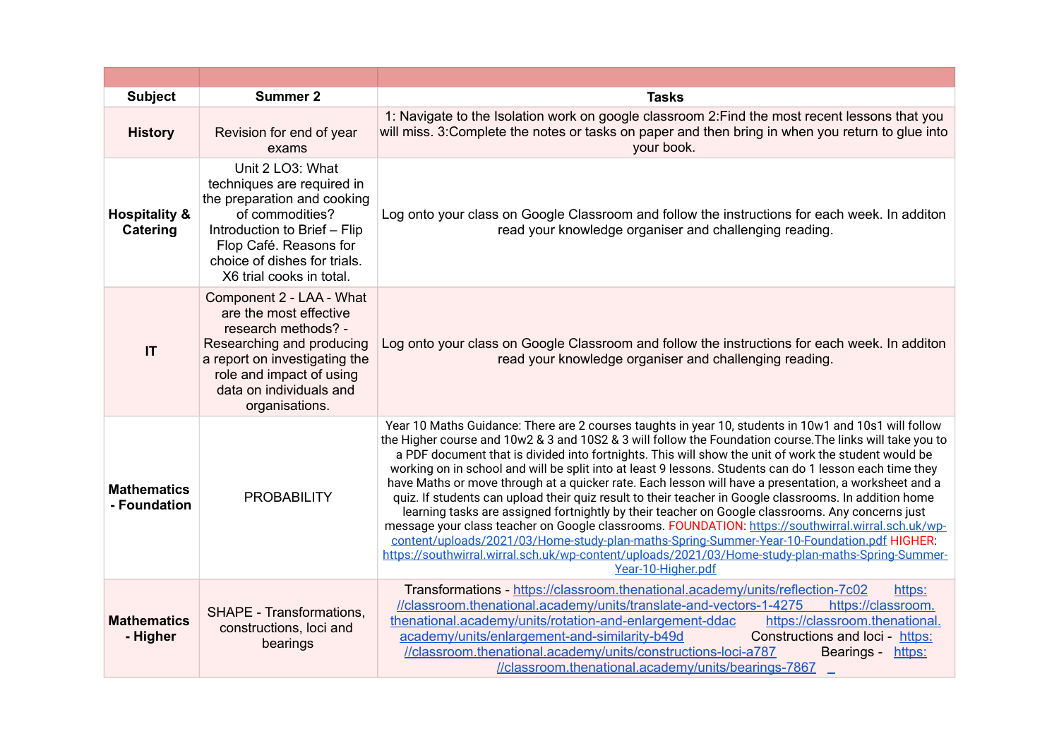| Subject | Summer 2 | Tasks |
| --- | --- | --- |
| **History** | Revision for end of year exams | 1: Navigate to the Isolation work on google classroom 2:Find the most recent lessons that you will miss. 3:Complete the notes or tasks on paper and then bring in when you return to glue into your book. |
| **Hospitality & Catering** | Unit 2 LO3: What techniques are required in the preparation and cooking of commodities? Introduction to Brief – Flip Flop Café. Reasons for choice of dishes for trials. X6 trial cooks in total. | Log onto your class on Google Classroom and follow the instructions for each week. In additon read your knowledge organiser and challenging reading. |
| **IT** | Component 2 - LAA - What are the most effective research methods? - Researching and producing a report on investigating the role and impact of using data on individuals and organisations. | Log onto your class on Google Classroom and follow the instructions for each week. In additon read your knowledge organiser and challenging reading. |
| **Mathematics - Foundation** | PROBABILITY | Year 10 Maths Guidance: There are 2 courses taught in year 10, students in 10w1 and 10s1 will follow the Higher course and 10w2 & 3 and 10S2 & 3 will follow the Foundation course.The links will take you to a PDF document that is divided into fortnights. This will show the unit of work the student would be working on in school and will be split into at least 9 lessons. Students can do 1 lesson each time they have Maths or move through at a quicker rate. Each lesson will have a presentation, a worksheet and a quiz. If students can upload their quiz result to their teacher in Google classrooms. In addition home learning tasks are assigned fortnightly by their teacher on Google classrooms. Any concerns just message your class teacher on Google classrooms. FOUNDATION: https://southwirral.wirral.sch.uk/wp-content/uploads/2021/03/Home-study-plan-maths-Spring-Summer-Year-10-Foundation.pdf HIGHER: https://southwirral.wirral.sch.uk/wp-content/uploads/2021/03/Home-study-plan-maths-Spring-Summer-Year-10-Higher.pdf |
| **Mathematics - Higher** | SHAPE - Transformations, constructions, loci and bearings | Transformations - https://classroom.thenational.academy/units/reflection-7c02 https://classroom.thenational.academy/units/translate-and-vectors-1-4275 https://classroom.thenational.academy/units/rotation-and-enlargement-ddac https://classroom.thenational.academy/units/enlargement-and-similarity-b49d Constructions and loci - https://classroom.thenational.academy/units/constructions-loci-a787 Bearings - https://classroom.thenational.academy/units/bearings-7867 |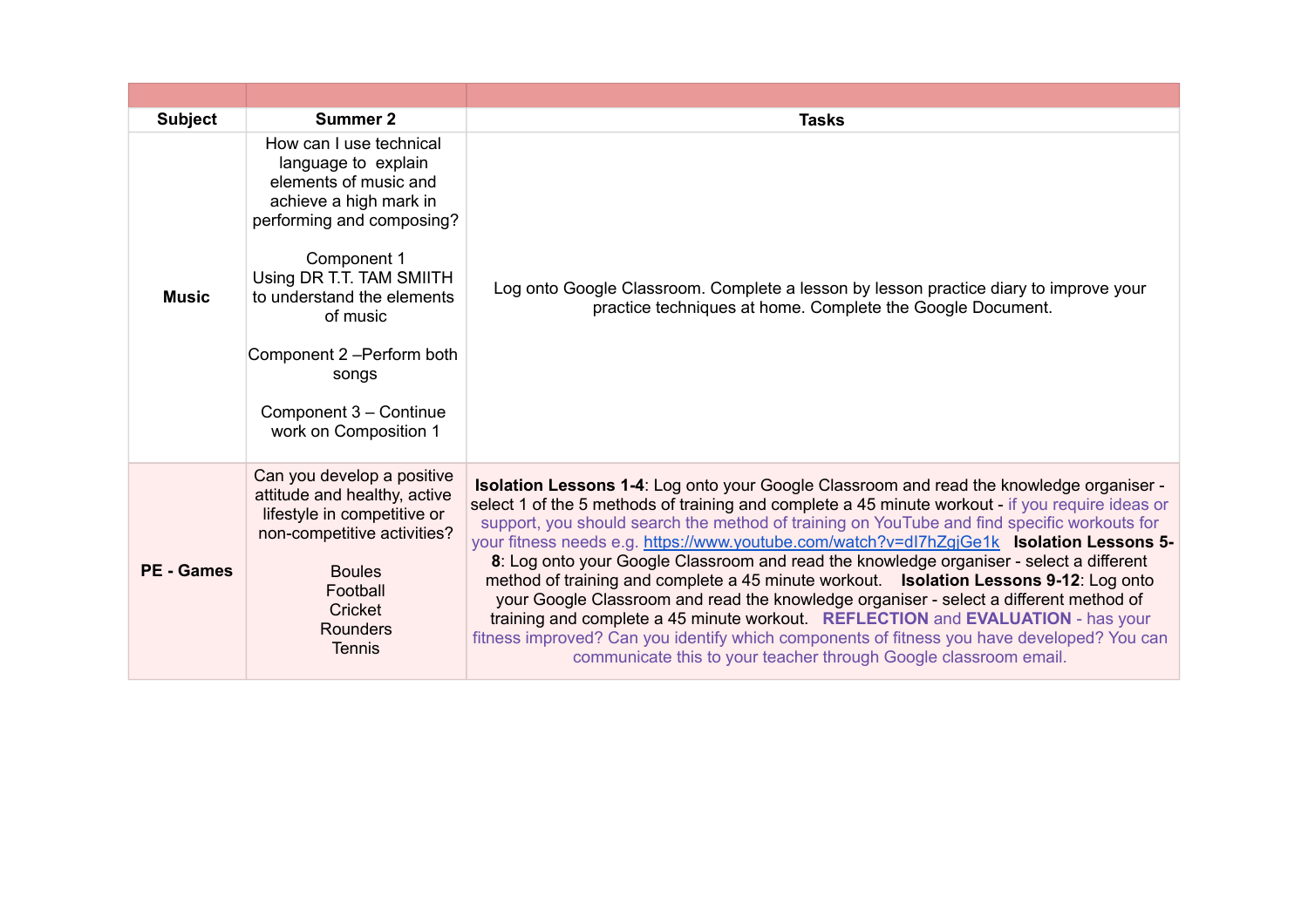| Subject | Summer 2 | Tasks |
|---|---|---|
| **Music** | How can I use technical language to explain elements of music and achieve a high mark in performing and composing?<br><br>Component 1<br>Using DR T.T. TAM SMIITH to understand the elements of music<br><br>Component 2 –Perform both songs<br><br>Component 3 – Continue work on Composition 1 | Log onto Google Classroom. Complete a lesson by lesson practice diary to improve your practice techniques at home. Complete the Google Document. |
| **PE - Games** | Can you develop a positive attitude and healthy, active lifestyle in competitive or non-competitive activities?<br><br>Boules<br>Football<br>Cricket<br>Rounders<br>Tennis | **Isolation Lessons 1-4**: Log onto your Google Classroom and read the knowledge organiser - select 1 of the 5 methods of training and complete a 45 minute workout - if you require ideas or support, you should search the method of training on YouTube and find specific workouts for your fitness needs e.g. https://www.youtube.com/watch?v=dI7hZgjGe1k **Isolation Lessons 5-8**: Log onto your Google Classroom and read the knowledge organiser - select a different method of training and complete a 45 minute workout. **Isolation Lessons 9-12**: Log onto your Google Classroom and read the knowledge organiser - select a different method of training and complete a 45 minute workout. **REFLECTION** and **EVALUATION** - has your fitness improved? Can you identify which components of fitness you have developed? You can communicate this to your teacher through Google classroom email. |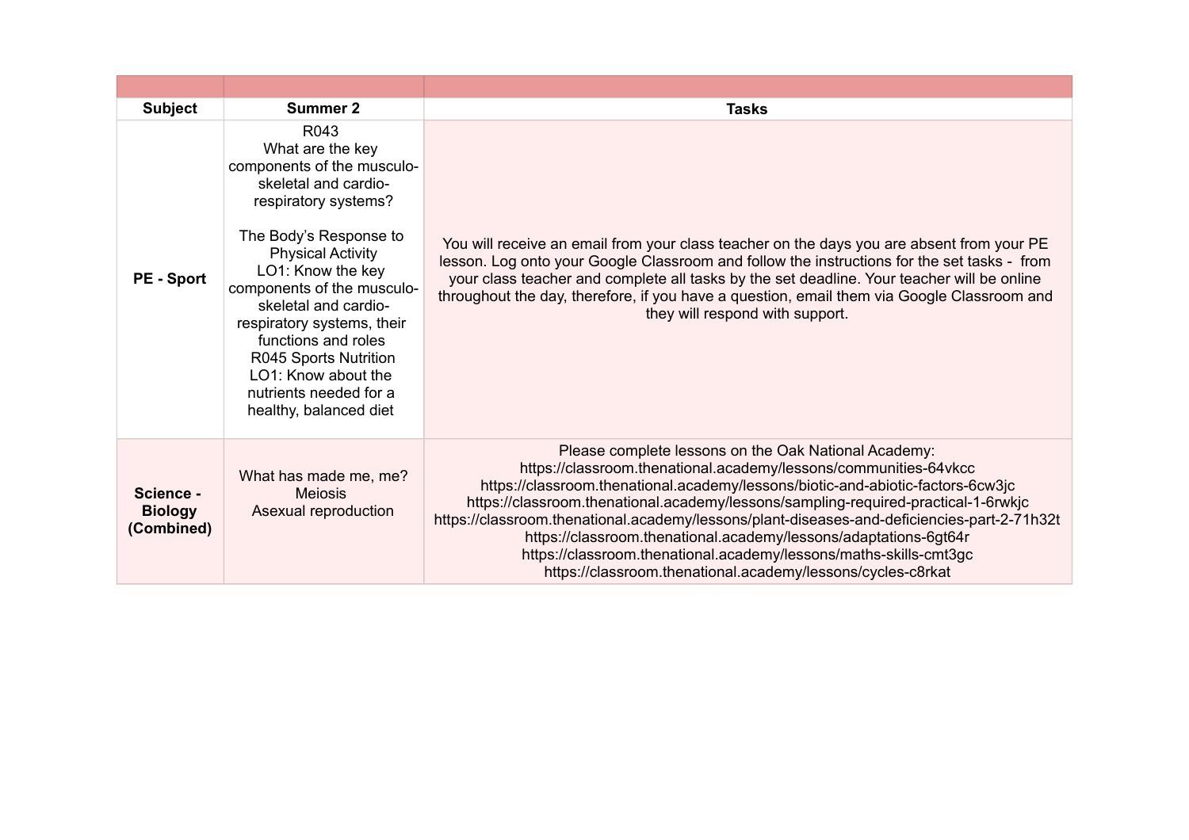| Subject | Summer 2 | Tasks |
| --- | --- | --- |
| **PE - Sport** | R043<br>What are the key components of the musculo-skeletal and cardio-respiratory systems?<br><br>The Body's Response to Physical Activity<br>LO1: Know the key components of the musculo-skeletal and cardio-respiratory systems, their functions and roles<br>R045 Sports Nutrition<br>LO1: Know about the nutrients needed for a healthy, balanced diet | You will receive an email from your class teacher on the days you are absent from your PE lesson. Log onto your Google Classroom and follow the instructions for the set tasks - from your class teacher and complete all tasks by the set deadline. Your teacher will be online throughout the day, therefore, if you have a question, email them via Google Classroom and they will respond with support. |
| **Science - Biology (Combined)** | What has made me, me?<br>Meiosis<br>Asexual reproduction | Please complete lessons on the Oak National Academy:<br>https://classroom.thenational.academy/lessons/communities-64vkcc<br>https://classroom.thenational.academy/lessons/biotic-and-abiotic-factors-6cw3jc<br>https://classroom.thenational.academy/lessons/sampling-required-practical-1-6rwkjc<br>https://classroom.thenational.academy/lessons/plant-diseases-and-deficiencies-part-2-71h32t<br>https://classroom.thenational.academy/lessons/adaptations-6gt64r<br>https://classroom.thenational.academy/lessons/maths-skills-cmt3gc<br>https://classroom.thenational.academy/lessons/cycles-c8rkat |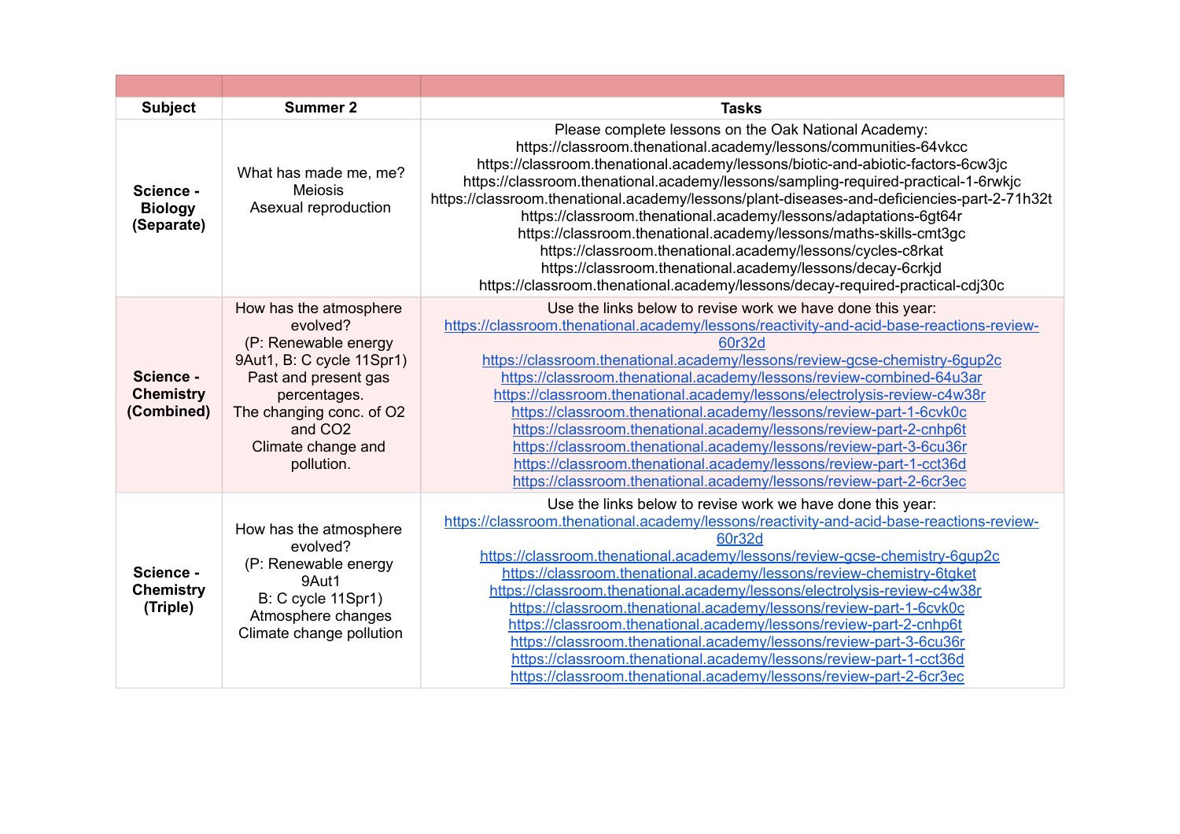| Subject | Summer 2 | Tasks |
| --- | --- | --- |
| **Science - Biology (Separate)** | What has made me, me?<br>Meiosis<br>Asexual reproduction | Please complete lessons on the Oak National Academy:<br>https://classroom.thenational.academy/lessons/communities-64vkcc<br>https://classroom.thenational.academy/lessons/biotic-and-abiotic-factors-6cw3jc<br>https://classroom.thenational.academy/lessons/sampling-required-practical-1-6rwkjc<br>https://classroom.thenational.academy/lessons/plant-diseases-and-deficiencies-part-2-71h32t<br>https://classroom.thenational.academy/lessons/adaptations-6gt64r<br>https://classroom.thenational.academy/lessons/maths-skills-cmt3gc<br>https://classroom.thenational.academy/lessons/cycles-c8rkat<br>https://classroom.thenational.academy/lessons/decay-6crkjd<br>https://classroom.thenational.academy/lessons/decay-required-practical-cdj30c |
| **Science - Chemistry (Combined)** | How has the atmosphere evolved?<br>(P: Renewable energy 9Aut1, B: C cycle 11Spr1)<br>Past and present gas percentages.<br>The changing conc. of O2 and CO2<br>Climate change and pollution. | Use the links below to revise work we have done this year:<br>https://classroom.thenational.academy/lessons/reactivity-and-acid-base-reactions-review-60r32d<br>https://classroom.thenational.academy/lessons/review-gcse-chemistry-6gup2c<br>https://classroom.thenational.academy/lessons/review-combined-64u3ar<br>https://classroom.thenational.academy/lessons/electrolysis-review-c4w38r<br>https://classroom.thenational.academy/lessons/review-part-1-6cvk0c<br>https://classroom.thenational.academy/lessons/review-part-2-cnhp6t<br>https://classroom.thenational.academy/lessons/review-part-3-6cu36r<br>https://classroom.thenational.academy/lessons/review-part-1-cct36d<br>https://classroom.thenational.academy/lessons/review-part-2-6cr3ec |
| **Science - Chemistry (Triple)** | How has the atmosphere evolved?<br>(P: Renewable energy 9Aut1<br>B: C cycle 11Spr1)<br>Atmosphere changes<br>Climate change pollution | Use the links below to revise work we have done this year:<br>https://classroom.thenational.academy/lessons/reactivity-and-acid-base-reactions-review-60r32d<br>https://classroom.thenational.academy/lessons/review-gcse-chemistry-6gup2c<br>https://classroom.thenational.academy/lessons/review-chemistry-6tgket<br>https://classroom.thenational.academy/lessons/electrolysis-review-c4w38r<br>https://classroom.thenational.academy/lessons/review-part-1-6cvk0c<br>https://classroom.thenational.academy/lessons/review-part-2-cnhp6t<br>https://classroom.thenational.academy/lessons/review-part-3-6cu36r<br>https://classroom.thenational.academy/lessons/review-part-1-cct36d<br>https://classroom.thenational.academy/lessons/review-part-2-6cr3ec |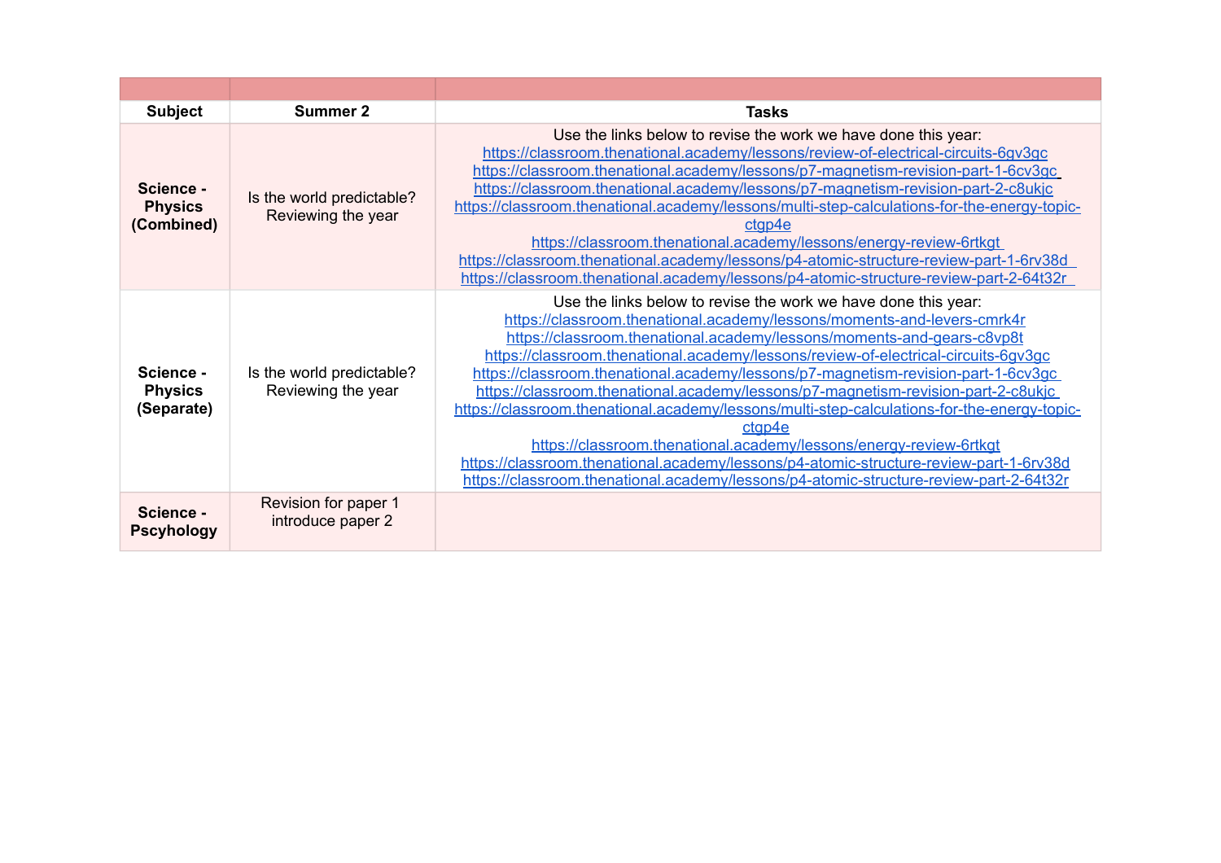| Subject | Summer 2 | Tasks |
|---|---|---|
| **Science - Physics (Combined)** | Is the world predictable? Reviewing the year | Use the links below to revise the work we have done this year:<br>https://classroom.thenational.academy/lessons/review-of-electrical-circuits-6gv3gc<br>https://classroom.thenational.academy/lessons/p7-magnetism-revision-part-1-6cv3gc<br>https://classroom.thenational.academy/lessons/p7-magnetism-revision-part-2-c8ukjc<br>https://classroom.thenational.academy/lessons/multi-step-calculations-for-the-energy-topic-ctgp4e<br>https://classroom.thenational.academy/lessons/energy-review-6rtkgt<br>https://classroom.thenational.academy/lessons/p4-atomic-structure-review-part-1-6rv38d<br>https://classroom.thenational.academy/lessons/p4-atomic-structure-review-part-2-64t32r |
| **Science - Physics (Separate)** | Is the world predictable? Reviewing the year | Use the links below to revise the work we have done this year:<br>https://classroom.thenational.academy/lessons/moments-and-levers-cmrk4r<br>https://classroom.thenational.academy/lessons/moments-and-gears-c8vp8t<br>https://classroom.thenational.academy/lessons/review-of-electrical-circuits-6gv3gc<br>https://classroom.thenational.academy/lessons/p7-magnetism-revision-part-1-6cv3gc<br>https://classroom.thenational.academy/lessons/p7-magnetism-revision-part-2-c8ukjc<br>https://classroom.thenational.academy/lessons/multi-step-calculations-for-the-energy-topic-ctgp4e<br>https://classroom.thenational.academy/lessons/energy-review-6rtkgt<br>https://classroom.thenational.academy/lessons/p4-atomic-structure-review-part-1-6rv38d<br>https://classroom.thenational.academy/lessons/p4-atomic-structure-review-part-2-64t32r |
| **Science - Pscyhology** | Revision for paper 1 introduce paper 2 | |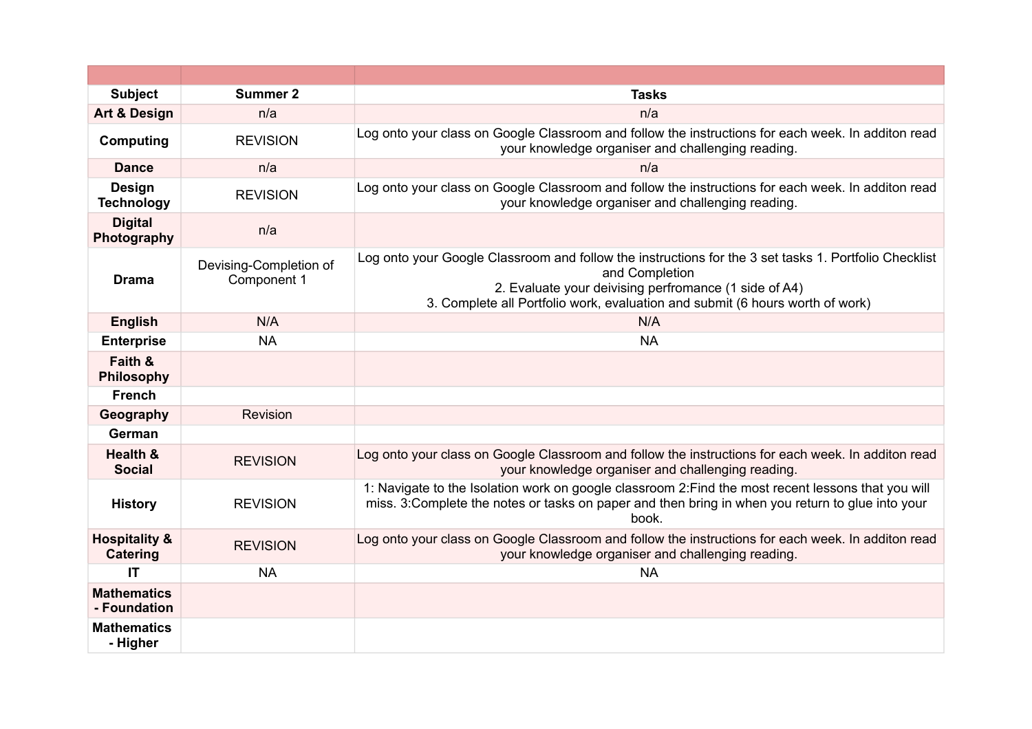| Subject | Summer 2 | Tasks |
|---|---|---|
| Art & Design | n/a | n/a |
| Computing | REVISION | Log onto your class on Google Classroom and follow the instructions for each week. In additon read your knowledge organiser and challenging reading. |
| Dance | n/a | n/a |
| Design Technology | REVISION | Log onto your class on Google Classroom and follow the instructions for each week. In additon read your knowledge organiser and challenging reading. |
| Digital Photography | n/a | |
| Drama | Devising-Completion of Component 1 | Log onto your Google Classroom and follow the instructions for the 3 set tasks 1. Portfolio Checklist and Completion<br>2. Evaluate your deivising perfromance (1 side of A4)<br>3. Complete all Portfolio work, evaluation and submit (6 hours worth of work) |
| English | N/A | N/A |
| Enterprise | NA | NA |
| Faith & Philosophy | | |
| French | | |
| Geography | Revision | |
| German | | |
| Health & Social | REVISION | Log onto your class on Google Classroom and follow the instructions for each week. In additon read your knowledge organiser and challenging reading. |
| History | REVISION | 1: Navigate to the Isolation work on google classroom 2:Find the most recent lessons that you will miss. 3:Complete the notes or tasks on paper and then bring in when you return to glue into your book. |
| Hospitality & Catering | REVISION | Log onto your class on Google Classroom and follow the instructions for each week. In additon read your knowledge organiser and challenging reading. |
| IT | NA | NA |
| Mathematics - Foundation | | |
| Mathematics - Higher | | |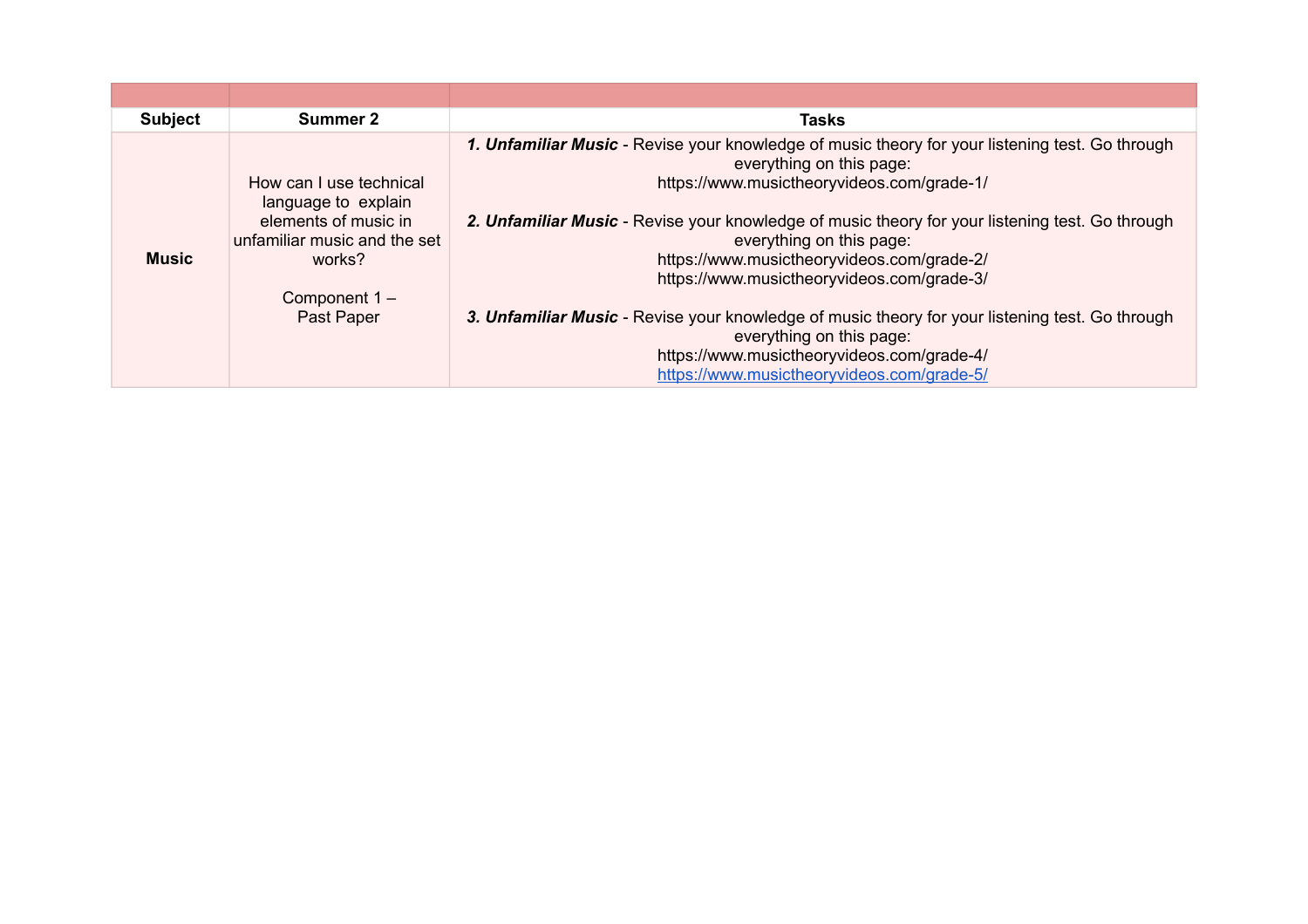| Subject | Summer 2 | Tasks |
|---|---|---|
| **Music** | How can I use technical language to explain elements of music in unfamiliar music and the set works?<br><br>Component 1 – Past Paper | ***1. Unfamiliar Music*** - Revise your knowledge of music theory for your listening test. Go through everything on this page:<br>https://www.musictheoryvideos.com/grade-1/<br><br>***2. Unfamiliar Music*** - Revise your knowledge of music theory for your listening test. Go through everything on this page:<br>https://www.musictheoryvideos.com/grade-2/<br>https://www.musictheoryvideos.com/grade-3/<br><br>***3. Unfamiliar Music*** - Revise your knowledge of music theory for your listening test. Go through everything on this page:<br>https://www.musictheoryvideos.com/grade-4/<br>https://www.musictheoryvideos.com/grade-5/ |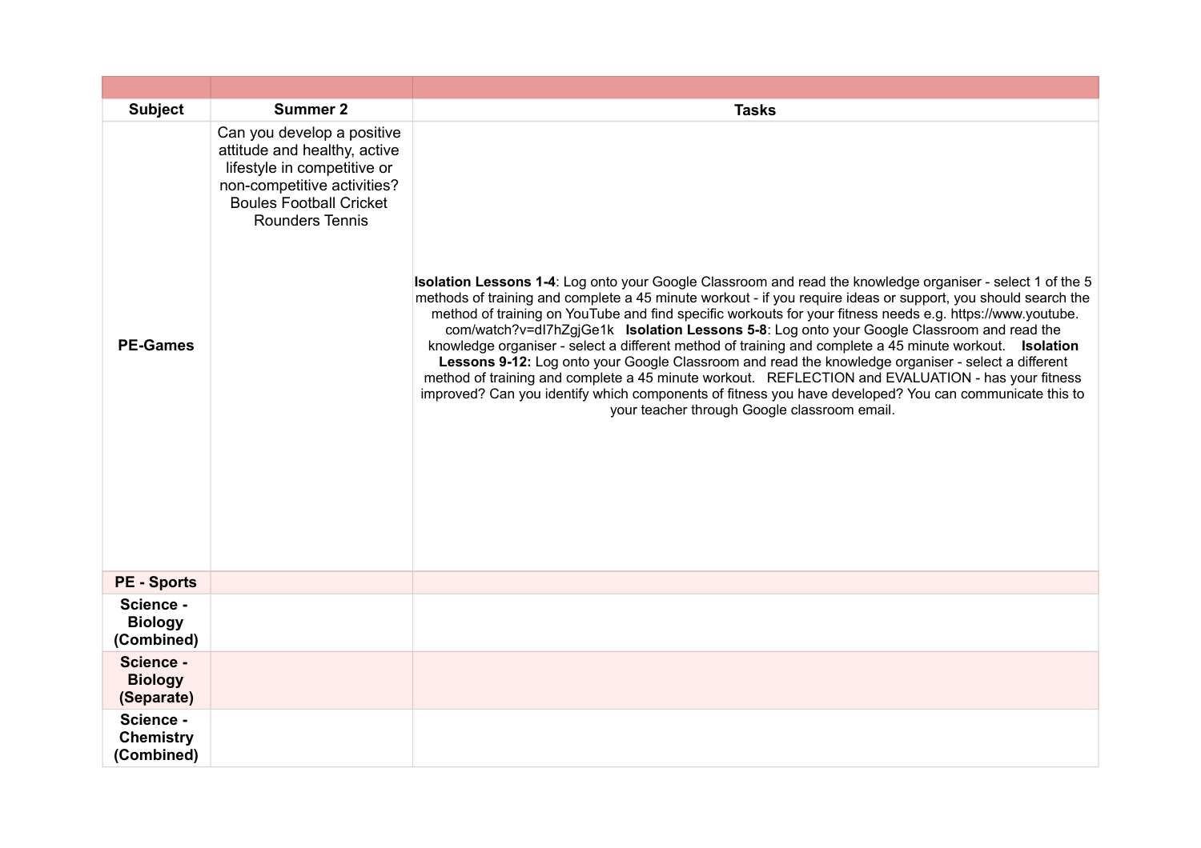| Subject | Summer 2 | Tasks |
|---|---|---|
| **PE-Games** | Can you develop a positive attitude and healthy, active lifestyle in competitive or non-competitive activities? Boules Football Cricket Rounders Tennis | **Isolation Lessons 1-4**: Log onto your Google Classroom and read the knowledge organiser - select 1 of the 5 methods of training and complete a 45 minute workout - if you require ideas or support, you should search the method of training on YouTube and find specific workouts for your fitness needs e.g. https://www.youtube.com/watch?v=dI7hZgjGe1k **Isolation Lessons 5-8**: Log onto your Google Classroom and read the knowledge organiser - select a different method of training and complete a 45 minute workout. **Isolation Lessons 9-12:** Log onto your Google Classroom and read the knowledge organiser - select a different method of training and complete a 45 minute workout. REFLECTION and EVALUATION - has your fitness improved? Can you identify which components of fitness you have developed? You can communicate this to your teacher through Google classroom email. |
| **PE - Sports** | | |
| **Science - Biology (Combined)** | | |
| **Science - Biology (Separate)** | | |
| **Science - Chemistry (Combined)** | | |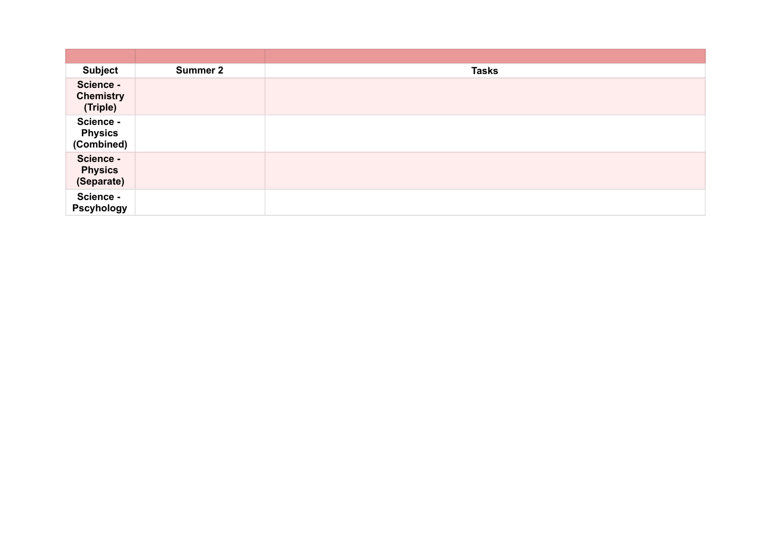| | | |
|---|---|---|
| **Subject** | **Summer 2** | **Tasks** |
| **Science - Chemistry (Triple)** | | |
| **Science - Physics (Combined)** | | |
| **Science - Physics (Separate)** | | |
| **Science - Pscyhology** | | |